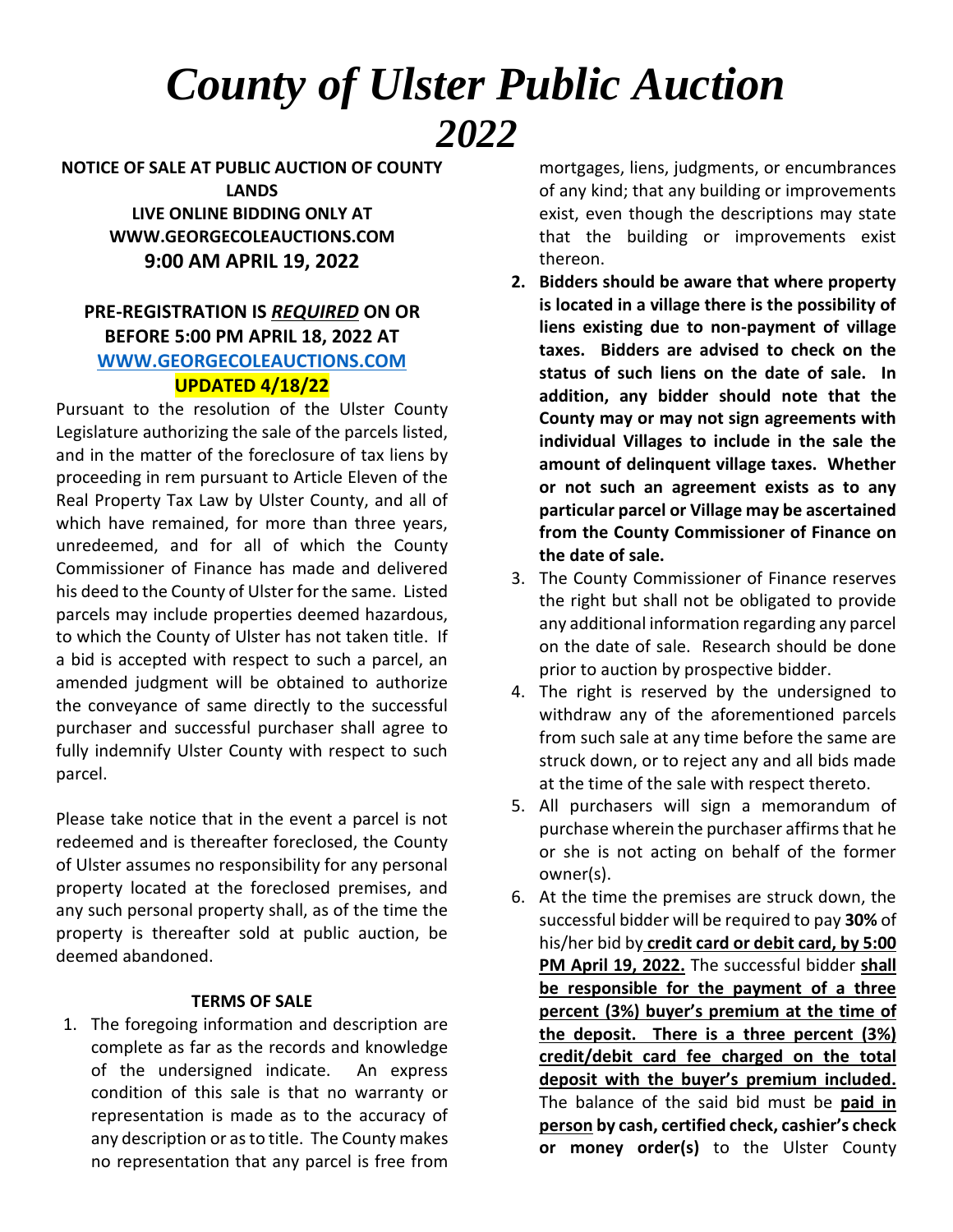# *County of Ulster Public Auction 2022*

**NOTICE OF SALE AT PUBLIC AUCTION OF COUNTY LANDS**
**LIVE ONLINE BIDDING ONLY AT WWW.GEORGECOLEAUCTIONS.COM**
**9:00 AM APRIL 19, 2022**

**PRE-REGISTRATION IS *REQUIRED* ON OR BEFORE 5:00 PM APRIL 18, 2022 AT WWW.GEORGECOLEAUCTIONS.COM**

**UPDATED 4/18/22**

Pursuant to the resolution of the Ulster County Legislature authorizing the sale of the parcels listed, and in the matter of the foreclosure of tax liens by proceeding in rem pursuant to Article Eleven of the Real Property Tax Law by Ulster County, and all of which have remained, for more than three years, unredeemed, and for all of which the County Commissioner of Finance has made and delivered his deed to the County of Ulster for the same. Listed parcels may include properties deemed hazardous, to which the County of Ulster has not taken title. If a bid is accepted with respect to such a parcel, an amended judgment will be obtained to authorize the conveyance of same directly to the successful purchaser and successful purchaser shall agree to fully indemnify Ulster County with respect to such parcel.

Please take notice that in the event a parcel is not redeemed and is thereafter foreclosed, the County of Ulster assumes no responsibility for any personal property located at the foreclosed premises, and any such personal property shall, as of the time the property is thereafter sold at public auction, be deemed abandoned.

**TERMS OF SALE**

1. The foregoing information and description are complete as far as the records and knowledge of the undersigned indicate. An express condition of this sale is that no warranty or representation is made as to the accuracy of any description or as to title. The County makes no representation that any parcel is free from mortgages, liens, judgments, or encumbrances of any kind; that any building or improvements exist, even though the descriptions may state that the building or improvements exist thereon.
2. **Bidders should be aware that where property is located in a village there is the possibility of liens existing due to non-payment of village taxes. Bidders are advised to check on the status of such liens on the date of sale. In addition, any bidder should note that the County may or may not sign agreements with individual Villages to include in the sale the amount of delinquent village taxes. Whether or not such an agreement exists as to any particular parcel or Village may be ascertained from the County Commissioner of Finance on the date of sale.**
3. The County Commissioner of Finance reserves the right but shall not be obligated to provide any additional information regarding any parcel on the date of sale. Research should be done prior to auction by prospective bidder.
4. The right is reserved by the undersigned to withdraw any of the aforementioned parcels from such sale at any time before the same are struck down, or to reject any and all bids made at the time of the sale with respect thereto.
5. All purchasers will sign a memorandum of purchase wherein the purchaser affirms that he or she is not acting on behalf of the former owner(s).
6. At the time the premises are struck down, the successful bidder will be required to pay **30%** of his/her bid by **credit card or debit card, by 5:00 PM April 19, 2022.** The successful bidder **shall be responsible for the payment of a three percent (3%) buyer's premium at the time of the deposit. There is a three percent (3%) credit/debit card fee charged on the total deposit with the buyer's premium included.** The balance of the said bid must be **paid in person by cash, certified check, cashier's check or money order(s)** to the Ulster County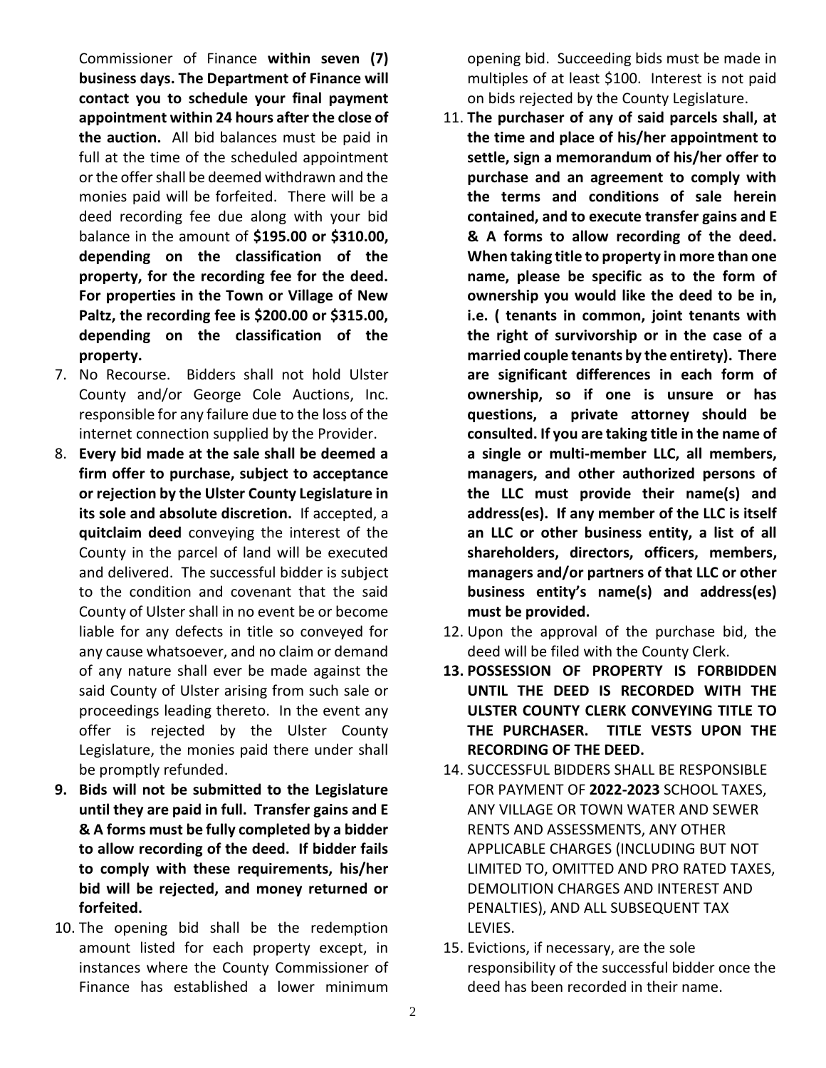Commissioner of Finance **within seven (7) business days. The Department of Finance will contact you to schedule your final payment appointment within 24 hours after the close of the auction.** All bid balances must be paid in full at the time of the scheduled appointment or the offer shall be deemed withdrawn and the monies paid will be forfeited. There will be a deed recording fee due along with your bid balance in the amount of **$195.00 or $310.00, depending on the classification of the property, for the recording fee for the deed. For properties in the Town or Village of New Paltz, the recording fee is $200.00 or $315.00, depending on the classification of the property.**

7. No Recourse. Bidders shall not hold Ulster County and/or George Cole Auctions, Inc. responsible for any failure due to the loss of the internet connection supplied by the Provider.
8. **Every bid made at the sale shall be deemed a firm offer to purchase, subject to acceptance or rejection by the Ulster County Legislature in its sole and absolute discretion.** If accepted, a **quitclaim deed** conveying the interest of the County in the parcel of land will be executed and delivered. The successful bidder is subject to the condition and covenant that the said County of Ulster shall in no event be or become liable for any defects in title so conveyed for any cause whatsoever, and no claim or demand of any nature shall ever be made against the said County of Ulster arising from such sale or proceedings leading thereto. In the event any offer is rejected by the Ulster County Legislature, the monies paid there under shall be promptly refunded.
9. **Bids will not be submitted to the Legislature until they are paid in full. Transfer gains and E & A forms must be fully completed by a bidder to allow recording of the deed. If bidder fails to comply with these requirements, his/her bid will be rejected, and money returned or forfeited.**
10. The opening bid shall be the redemption amount listed for each property except, in instances where the County Commissioner of Finance has established a lower minimum opening bid. Succeeding bids must be made in multiples of at least $100. Interest is not paid on bids rejected by the County Legislature.
11. **The purchaser of any of said parcels shall, at the time and place of his/her appointment to settle, sign a memorandum of his/her offer to purchase and an agreement to comply with the terms and conditions of sale herein contained, and to execute transfer gains and E & A forms to allow recording of the deed. When taking title to property in more than one name, please be specific as to the form of ownership you would like the deed to be in, i.e. ( tenants in common, joint tenants with the right of survivorship or in the case of a married couple tenants by the entirety). There are significant differences in each form of ownership, so if one is unsure or has questions, a private attorney should be consulted. If you are taking title in the name of a single or multi-member LLC, all members, managers, and other authorized persons of the LLC must provide their name(s) and address(es). If any member of the LLC is itself an LLC or other business entity, a list of all shareholders, directors, officers, members, managers and/or partners of that LLC or other business entity's name(s) and address(es) must be provided.**
12. Upon the approval of the purchase bid, the deed will be filed with the County Clerk.
13. **POSSESSION OF PROPERTY IS FORBIDDEN UNTIL THE DEED IS RECORDED WITH THE ULSTER COUNTY CLERK CONVEYING TITLE TO THE PURCHASER. TITLE VESTS UPON THE RECORDING OF THE DEED.**
14. SUCCESSFUL BIDDERS SHALL BE RESPONSIBLE FOR PAYMENT OF **2022-2023** SCHOOL TAXES, ANY VILLAGE OR TOWN WATER AND SEWER RENTS AND ASSESSMENTS, ANY OTHER APPLICABLE CHARGES (INCLUDING BUT NOT LIMITED TO, OMITTED AND PRO RATED TAXES, DEMOLITION CHARGES AND INTEREST AND PENALTIES), AND ALL SUBSEQUENT TAX LEVIES.
15. Evictions, if necessary, are the sole responsibility of the successful bidder once the deed has been recorded in their name.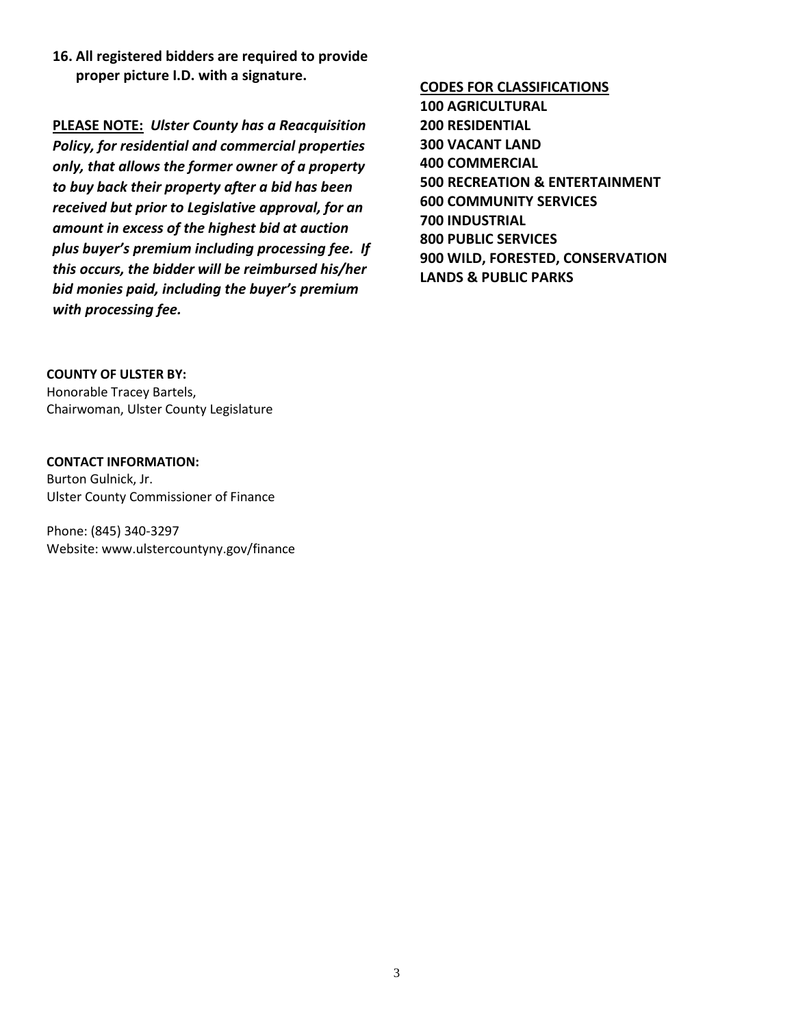**16. All registered bidders are required to provide proper picture I.D. with a signature.**

**PLEASE NOTE:** ***Ulster County has a Reacquisition Policy, for residential and commercial properties only, that allows the former owner of a property to buy back their property after a bid has been received but prior to Legislative approval, for an amount in excess of the highest bid at auction plus buyer's premium including processing fee. If this occurs, the bidder will be reimbursed his/her bid monies paid, including the buyer's premium with processing fee.***

**COUNTY OF ULSTER BY:**
Honorable Tracey Bartels,
Chairwoman, Ulster County Legislature

**CONTACT INFORMATION:**
Burton Gulnick, Jr.
Ulster County Commissioner of Finance

Phone: (845) 340-3297
Website: www.ulstercountyny.gov/finance

**CODES FOR CLASSIFICATIONS**
**100 AGRICULTURAL**
**200 RESIDENTIAL**
**300 VACANT LAND**
**400 COMMERCIAL**
**500 RECREATION & ENTERTAINMENT**
**600 COMMUNITY SERVICES**
**700 INDUSTRIAL**
**800 PUBLIC SERVICES**
**900 WILD, FORESTED, CONSERVATION LANDS & PUBLIC PARKS**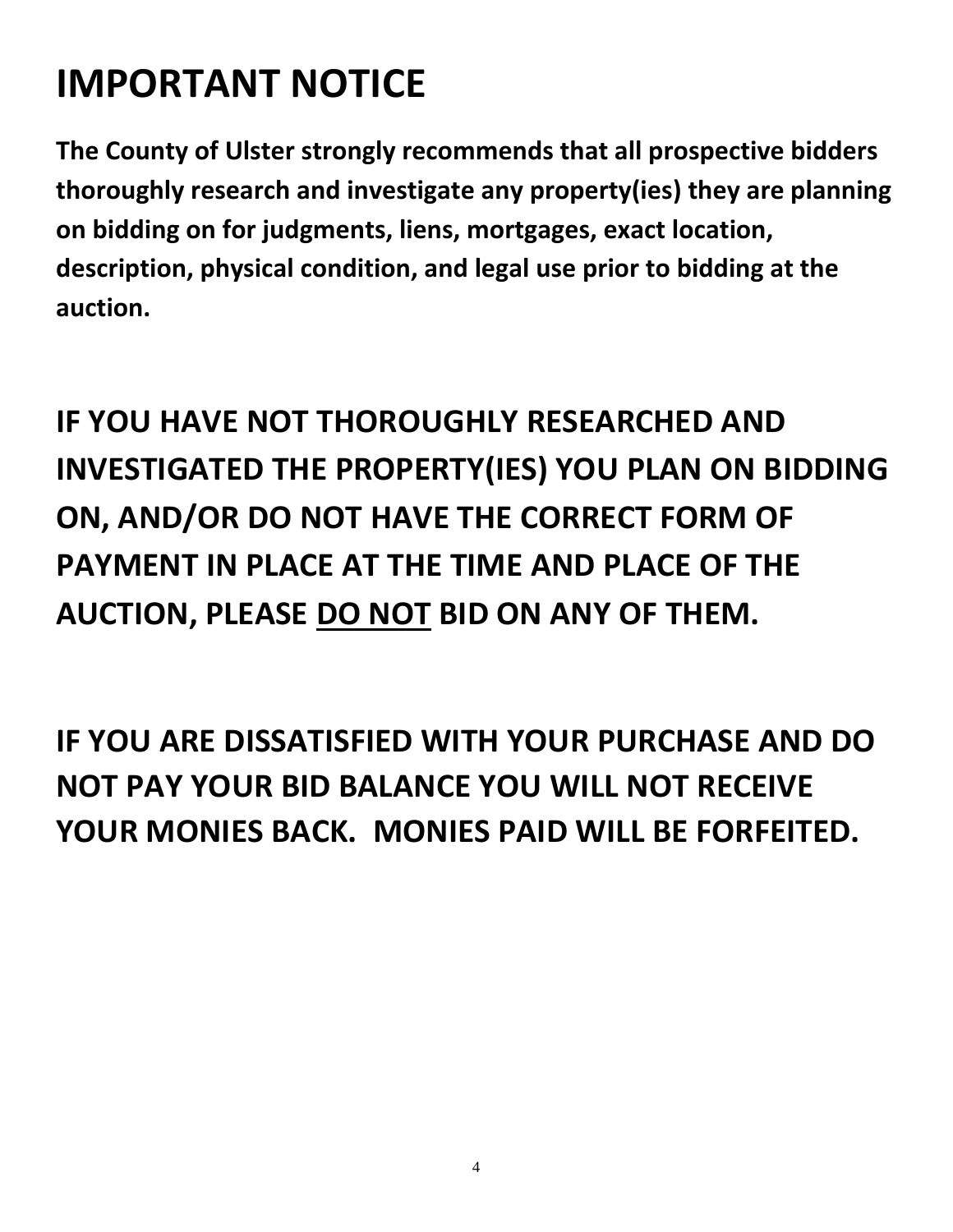# IMPORTANT NOTICE

**The County of Ulster strongly recommends that all prospective bidders thoroughly research and investigate any property(ies) they are planning on bidding on for judgments, liens, mortgages, exact location, description, physical condition, and legal use prior to bidding at the auction.**

**IF YOU HAVE NOT THOROUGHLY RESEARCHED AND INVESTIGATED THE PROPERTY(IES) YOU PLAN ON BIDDING ON, AND/OR DO NOT HAVE THE CORRECT FORM OF PAYMENT IN PLACE AT THE TIME AND PLACE OF THE AUCTION, PLEASE <u>DO NOT</u> BID ON ANY OF THEM.**

**IF YOU ARE DISSATISFIED WITH YOUR PURCHASE AND DO NOT PAY YOUR BID BALANCE YOU WILL NOT RECEIVE YOUR MONIES BACK. MONIES PAID WILL BE FORFEITED.**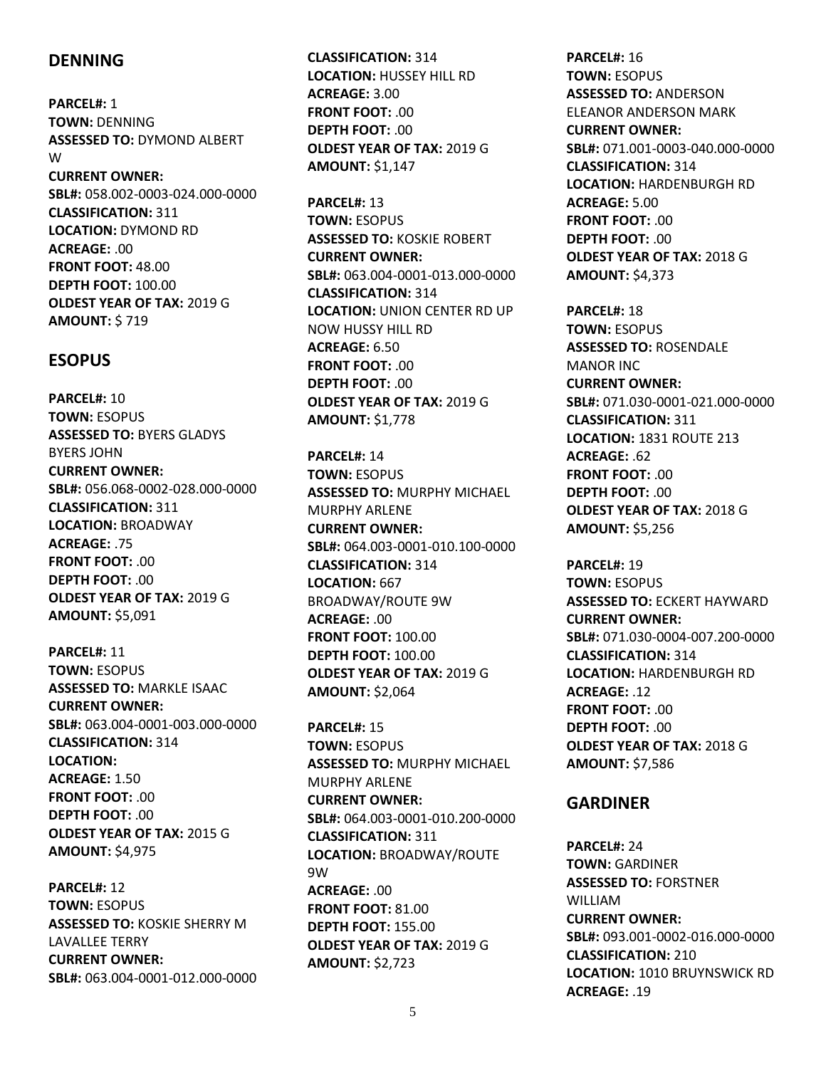## DENNING

**PARCEL#:** 1
**TOWN:** DENNING
**ASSESSED TO:** DYMOND ALBERT W
**CURRENT OWNER:**
**SBL#:** 058.002-0003-024.000-0000
**CLASSIFICATION:** 311
**LOCATION:** DYMOND RD
**ACREAGE:** .00
**FRONT FOOT:** 48.00
**DEPTH FOOT:** 100.00
**OLDEST YEAR OF TAX:** 2019 G
**AMOUNT:** $ 719

## ESOPUS

**PARCEL#:** 10
**TOWN:** ESOPUS
**ASSESSED TO:** BYERS GLADYS BYERS JOHN
**CURRENT OWNER:**
**SBL#:** 056.068-0002-028.000-0000
**CLASSIFICATION:** 311
**LOCATION:** BROADWAY
**ACREAGE:** .75
**FRONT FOOT:** .00
**DEPTH FOOT:** .00
**OLDEST YEAR OF TAX:** 2019 G
**AMOUNT:** $5,091

**PARCEL#:** 11
**TOWN:** ESOPUS
**ASSESSED TO:** MARKLE ISAAC
**CURRENT OWNER:**
**SBL#:** 063.004-0001-003.000-0000
**CLASSIFICATION:** 314
**LOCATION:**
**ACREAGE:** 1.50
**FRONT FOOT:** .00
**DEPTH FOOT:** .00
**OLDEST YEAR OF TAX:** 2015 G
**AMOUNT:** $4,975

**PARCEL#:** 12
**TOWN:** ESOPUS
**ASSESSED TO:** KOSKIE SHERRY M LAVALLEE TERRY
**CURRENT OWNER:**
**SBL#:** 063.004-0001-012.000-0000
**CLASSIFICATION:** 314
**LOCATION:** HUSSEY HILL RD
**ACREAGE:** 3.00
**FRONT FOOT:** .00
**DEPTH FOOT:** .00
**OLDEST YEAR OF TAX:** 2019 G
**AMOUNT:** $1,147

**PARCEL#:** 13
**TOWN:** ESOPUS
**ASSESSED TO:** KOSKIE ROBERT
**CURRENT OWNER:**
**SBL#:** 063.004-0001-013.000-0000
**CLASSIFICATION:** 314
**LOCATION:** UNION CENTER RD UP NOW HUSSY HILL RD
**ACREAGE:** 6.50
**FRONT FOOT:** .00
**DEPTH FOOT:** .00
**OLDEST YEAR OF TAX:** 2019 G
**AMOUNT:** $1,778

**PARCEL#:** 14
**TOWN:** ESOPUS
**ASSESSED TO:** MURPHY MICHAEL MURPHY ARLENE
**CURRENT OWNER:**
**SBL#:** 064.003-0001-010.100-0000
**CLASSIFICATION:** 314
**LOCATION:** 667 BROADWAY/ROUTE 9W
**ACREAGE:** .00
**FRONT FOOT:** 100.00
**DEPTH FOOT:** 100.00
**OLDEST YEAR OF TAX:** 2019 G
**AMOUNT:** $2,064

**PARCEL#:** 15
**TOWN:** ESOPUS
**ASSESSED TO:** MURPHY MICHAEL MURPHY ARLENE
**CURRENT OWNER:**
**SBL#:** 064.003-0001-010.200-0000
**CLASSIFICATION:** 311
**LOCATION:** BROADWAY/ROUTE 9W
**ACREAGE:** .00
**FRONT FOOT:** 81.00
**DEPTH FOOT:** 155.00
**OLDEST YEAR OF TAX:** 2019 G
**AMOUNT:** $2,723

**PARCEL#:** 16
**TOWN:** ESOPUS
**ASSESSED TO:** ANDERSON ELEANOR ANDERSON MARK
**CURRENT OWNER:**
**SBL#:** 071.001-0003-040.000-0000
**CLASSIFICATION:** 314
**LOCATION:** HARDENBURGH RD
**ACREAGE:** 5.00
**FRONT FOOT:** .00
**DEPTH FOOT:** .00
**OLDEST YEAR OF TAX:** 2018 G
**AMOUNT:** $4,373

**PARCEL#:** 18
**TOWN:** ESOPUS
**ASSESSED TO:** ROSENDALE MANOR INC
**CURRENT OWNER:**
**SBL#:** 071.030-0001-021.000-0000
**CLASSIFICATION:** 311
**LOCATION:** 1831 ROUTE 213
**ACREAGE:** .62
**FRONT FOOT:** .00
**DEPTH FOOT:** .00
**OLDEST YEAR OF TAX:** 2018 G
**AMOUNT:** $5,256

**PARCEL#:** 19
**TOWN:** ESOPUS
**ASSESSED TO:** ECKERT HAYWARD
**CURRENT OWNER:**
**SBL#:** 071.030-0004-007.200-0000
**CLASSIFICATION:** 314
**LOCATION:** HARDENBURGH RD
**ACREAGE:** .12
**FRONT FOOT:** .00
**DEPTH FOOT:** .00
**OLDEST YEAR OF TAX:** 2018 G
**AMOUNT:** $7,586

## GARDINER

**PARCEL#:** 24
**TOWN:** GARDINER
**ASSESSED TO:** FORSTNER WILLIAM
**CURRENT OWNER:**
**SBL#:** 093.001-0002-016.000-0000
**CLASSIFICATION:** 210
**LOCATION:** 1010 BRUYNSWICK RD
**ACREAGE:** .19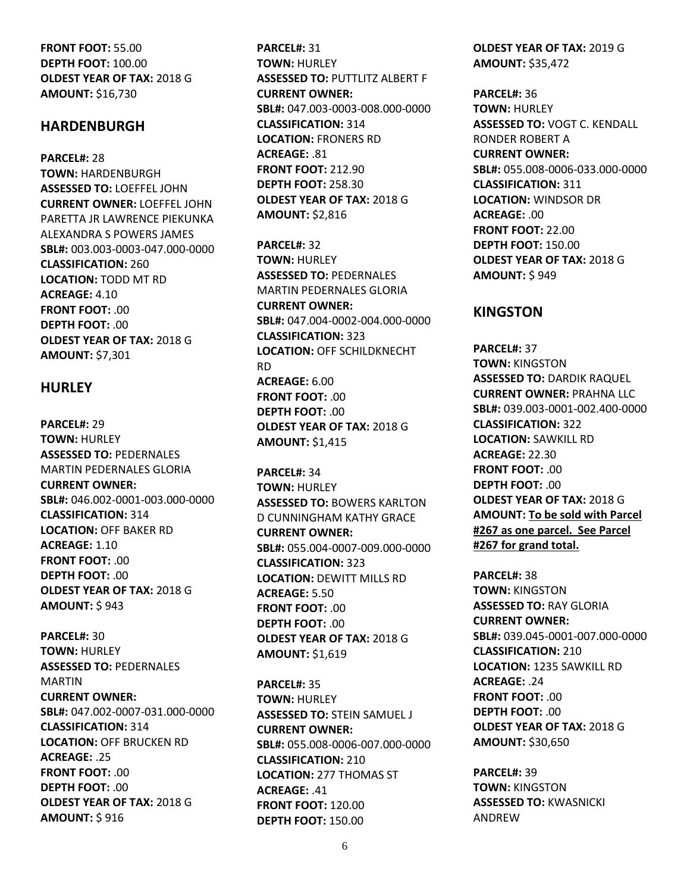**FRONT FOOT:** 55.00
**DEPTH FOOT:** 100.00
**OLDEST YEAR OF TAX:** 2018 G
**AMOUNT:** $16,730

## HARDENBURGH

**PARCEL#:** 28
**TOWN:** HARDENBURGH
**ASSESSED TO:** LOEFFEL JOHN
**CURRENT OWNER:** LOEFFEL JOHN PARETTA JR LAWRENCE PIEKUNKA ALEXANDRA S POWERS JAMES
**SBL#:** 003.003-0003-047.000-0000
**CLASSIFICATION:** 260
**LOCATION:** TODD MT RD
**ACREAGE:** 4.10
**FRONT FOOT:** .00
**DEPTH FOOT:** .00
**OLDEST YEAR OF TAX:** 2018 G
**AMOUNT:** $7,301

## HURLEY

**PARCEL#:** 29
**TOWN:** HURLEY
**ASSESSED TO:** PEDERNALES MARTIN PEDERNALES GLORIA
**CURRENT OWNER:**
**SBL#:** 046.002-0001-003.000-0000
**CLASSIFICATION:** 314
**LOCATION:** OFF BAKER RD
**ACREAGE:** 1.10
**FRONT FOOT:** .00
**DEPTH FOOT:** .00
**OLDEST YEAR OF TAX:** 2018 G
**AMOUNT:** $ 943

**PARCEL#:** 30
**TOWN:** HURLEY
**ASSESSED TO:** PEDERNALES MARTIN
**CURRENT OWNER:**
**SBL#:** 047.002-0007-031.000-0000
**CLASSIFICATION:** 314
**LOCATION:** OFF BRUCKEN RD
**ACREAGE:** .25
**FRONT FOOT:** .00
**DEPTH FOOT:** .00
**OLDEST YEAR OF TAX:** 2018 G
**AMOUNT:** $ 916

**PARCEL#:** 31
**TOWN:** HURLEY
**ASSESSED TO:** PUTTLITZ ALBERT F
**CURRENT OWNER:**
**SBL#:** 047.003-0003-008.000-0000
**CLASSIFICATION:** 314
**LOCATION:** FRONERS RD
**ACREAGE:** .81
**FRONT FOOT:** 212.90
**DEPTH FOOT:** 258.30
**OLDEST YEAR OF TAX:** 2018 G
**AMOUNT:** $2,816

**PARCEL#:** 32
**TOWN:** HURLEY
**ASSESSED TO:** PEDERNALES MARTIN PEDERNALES GLORIA
**CURRENT OWNER:**
**SBL#:** 047.004-0002-004.000-0000
**CLASSIFICATION:** 323
**LOCATION:** OFF SCHILDKNECHT RD
**ACREAGE:** 6.00
**FRONT FOOT:** .00
**DEPTH FOOT:** .00
**OLDEST YEAR OF TAX:** 2018 G
**AMOUNT:** $1,415

**PARCEL#:** 34
**TOWN:** HURLEY
**ASSESSED TO:** BOWERS KARLTON D CUNNINGHAM KATHY GRACE
**CURRENT OWNER:**
**SBL#:** 055.004-0007-009.000-0000
**CLASSIFICATION:** 323
**LOCATION:** DEWITT MILLS RD
**ACREAGE:** 5.50
**FRONT FOOT:** .00
**DEPTH FOOT:** .00
**OLDEST YEAR OF TAX:** 2018 G
**AMOUNT:** $1,619

**PARCEL#:** 35
**TOWN:** HURLEY
**ASSESSED TO:** STEIN SAMUEL J
**CURRENT OWNER:**
**SBL#:** 055.008-0006-007.000-0000
**CLASSIFICATION:** 210
**LOCATION:** 277 THOMAS ST
**ACREAGE:** .41
**FRONT FOOT:** 120.00
**DEPTH FOOT:** 150.00
**OLDEST YEAR OF TAX:** 2019 G
**AMOUNT:** $35,472

**PARCEL#:** 36
**TOWN:** HURLEY
**ASSESSED TO:** VOGT C. KENDALL RONDER ROBERT A
**CURRENT OWNER:**
**SBL#:** 055.008-0006-033.000-0000
**CLASSIFICATION:** 311
**LOCATION:** WINDSOR DR
**ACREAGE:** .00
**FRONT FOOT:** 22.00
**DEPTH FOOT:** 150.00
**OLDEST YEAR OF TAX:** 2018 G
**AMOUNT:** $ 949

## KINGSTON

**PARCEL#:** 37
**TOWN:** KINGSTON
**ASSESSED TO:** DARDIK RAQUEL
**CURRENT OWNER:** PRAHNA LLC
**SBL#:** 039.003-0001-002.400-0000
**CLASSIFICATION:** 322
**LOCATION:** SAWKILL RD
**ACREAGE:** 22.30
**FRONT FOOT:** .00
**DEPTH FOOT:** .00
**OLDEST YEAR OF TAX:** 2018 G
**AMOUNT:** <u>**To be sold with Parcel #267 as one parcel. See Parcel #267 for grand total.**</u>

**PARCEL#:** 38
**TOWN:** KINGSTON
**ASSESSED TO:** RAY GLORIA
**CURRENT OWNER:**
**SBL#:** 039.045-0001-007.000-0000
**CLASSIFICATION:** 210
**LOCATION:** 1235 SAWKILL RD
**ACREAGE:** .24
**FRONT FOOT:** .00
**DEPTH FOOT:** .00
**OLDEST YEAR OF TAX:** 2018 G
**AMOUNT:** $30,650

**PARCEL#:** 39
**TOWN:** KINGSTON
**ASSESSED TO:** KWASNICKI ANDREW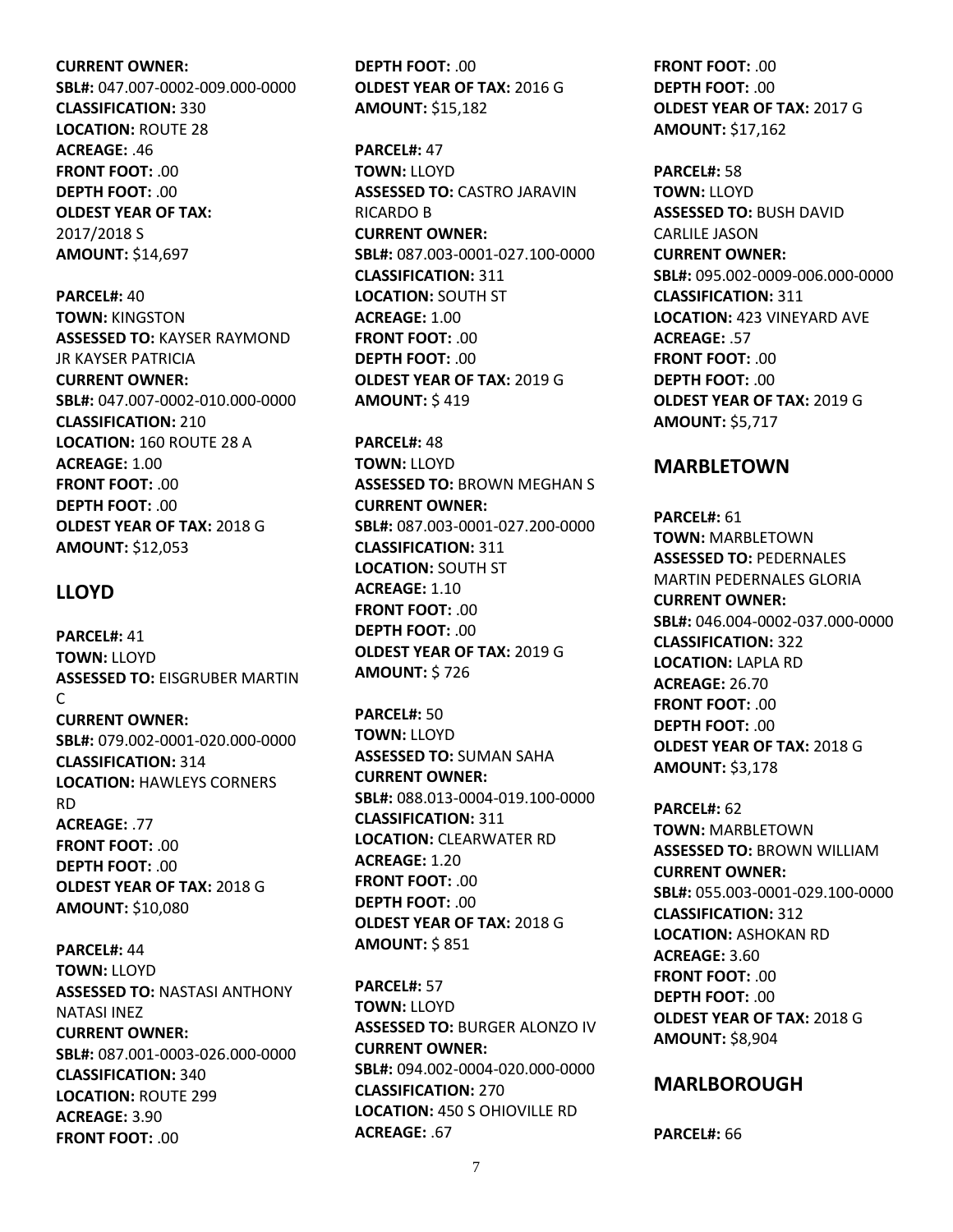**CURRENT OWNER:**
**SBL#:** 047.007-0002-009.000-0000
**CLASSIFICATION:** 330
**LOCATION:** ROUTE 28
**ACREAGE:** .46
**FRONT FOOT:** .00
**DEPTH FOOT:** .00
**OLDEST YEAR OF TAX:** 2017/2018 S
**AMOUNT:** $14,697

**PARCEL#:** 40
**TOWN:** KINGSTON
**ASSESSED TO:** KAYSER RAYMOND JR KAYSER PATRICIA
**CURRENT OWNER:**
**SBL#:** 047.007-0002-010.000-0000
**CLASSIFICATION:** 210
**LOCATION:** 160 ROUTE 28 A
**ACREAGE:** 1.00
**FRONT FOOT:** .00
**DEPTH FOOT:** .00
**OLDEST YEAR OF TAX:** 2018 G
**AMOUNT:** $12,053

## LLOYD

**PARCEL#:** 41
**TOWN:** LLOYD
**ASSESSED TO:** EISGRUBER MARTIN C
**CURRENT OWNER:**
**SBL#:** 079.002-0001-020.000-0000
**CLASSIFICATION:** 314
**LOCATION:** HAWLEYS CORNERS RD
**ACREAGE:** .77
**FRONT FOOT:** .00
**DEPTH FOOT:** .00
**OLDEST YEAR OF TAX:** 2018 G
**AMOUNT:** $10,080

**PARCEL#:** 44
**TOWN:** LLOYD
**ASSESSED TO:** NASTASI ANTHONY NATASI INEZ
**CURRENT OWNER:**
**SBL#:** 087.001-0003-026.000-0000
**CLASSIFICATION:** 340
**LOCATION:** ROUTE 299
**ACREAGE:** 3.90
**FRONT FOOT:** .00
**DEPTH FOOT:** .00
**OLDEST YEAR OF TAX:** 2016 G
**AMOUNT:** $15,182

**PARCEL#:** 47
**TOWN:** LLOYD
**ASSESSED TO:** CASTRO JARAVIN RICARDO B
**CURRENT OWNER:**
**SBL#:** 087.003-0001-027.100-0000
**CLASSIFICATION:** 311
**LOCATION:** SOUTH ST
**ACREAGE:** 1.00
**FRONT FOOT:** .00
**DEPTH FOOT:** .00
**OLDEST YEAR OF TAX:** 2019 G
**AMOUNT:** $ 419

**PARCEL#:** 48
**TOWN:** LLOYD
**ASSESSED TO:** BROWN MEGHAN S
**CURRENT OWNER:**
**SBL#:** 087.003-0001-027.200-0000
**CLASSIFICATION:** 311
**LOCATION:** SOUTH ST
**ACREAGE:** 1.10
**FRONT FOOT:** .00
**DEPTH FOOT:** .00
**OLDEST YEAR OF TAX:** 2019 G
**AMOUNT:** $ 726

**PARCEL#:** 50
**TOWN:** LLOYD
**ASSESSED TO:** SUMAN SAHA
**CURRENT OWNER:**
**SBL#:** 088.013-0004-019.100-0000
**CLASSIFICATION:** 311
**LOCATION:** CLEARWATER RD
**ACREAGE:** 1.20
**FRONT FOOT:** .00
**DEPTH FOOT:** .00
**OLDEST YEAR OF TAX:** 2018 G
**AMOUNT:** $ 851

**PARCEL#:** 57
**TOWN:** LLOYD
**ASSESSED TO:** BURGER ALONZO IV
**CURRENT OWNER:**
**SBL#:** 094.002-0004-020.000-0000
**CLASSIFICATION:** 270
**LOCATION:** 450 S OHIOVILLE RD
**ACREAGE:** .67
**FRONT FOOT:** .00
**DEPTH FOOT:** .00
**OLDEST YEAR OF TAX:** 2017 G
**AMOUNT:** $17,162

**PARCEL#:** 58
**TOWN:** LLOYD
**ASSESSED TO:** BUSH DAVID CARLILE JASON
**CURRENT OWNER:**
**SBL#:** 095.002-0009-006.000-0000
**CLASSIFICATION:** 311
**LOCATION:** 423 VINEYARD AVE
**ACREAGE:** .57
**FRONT FOOT:** .00
**DEPTH FOOT:** .00
**OLDEST YEAR OF TAX:** 2019 G
**AMOUNT:** $5,717

## MARBLETOWN

**PARCEL#:** 61
**TOWN:** MARBLETOWN
**ASSESSED TO:** PEDERNALES MARTIN PEDERNALES GLORIA
**CURRENT OWNER:**
**SBL#:** 046.004-0002-037.000-0000
**CLASSIFICATION:** 322
**LOCATION:** LAPLA RD
**ACREAGE:** 26.70
**FRONT FOOT:** .00
**DEPTH FOOT:** .00
**OLDEST YEAR OF TAX:** 2018 G
**AMOUNT:** $3,178

**PARCEL#:** 62
**TOWN:** MARBLETOWN
**ASSESSED TO:** BROWN WILLIAM
**CURRENT OWNER:**
**SBL#:** 055.003-0001-029.100-0000
**CLASSIFICATION:** 312
**LOCATION:** ASHOKAN RD
**ACREAGE:** 3.60
**FRONT FOOT:** .00
**DEPTH FOOT:** .00
**OLDEST YEAR OF TAX:** 2018 G
**AMOUNT:** $8,904

## MARLBOROUGH

**PARCEL#:** 66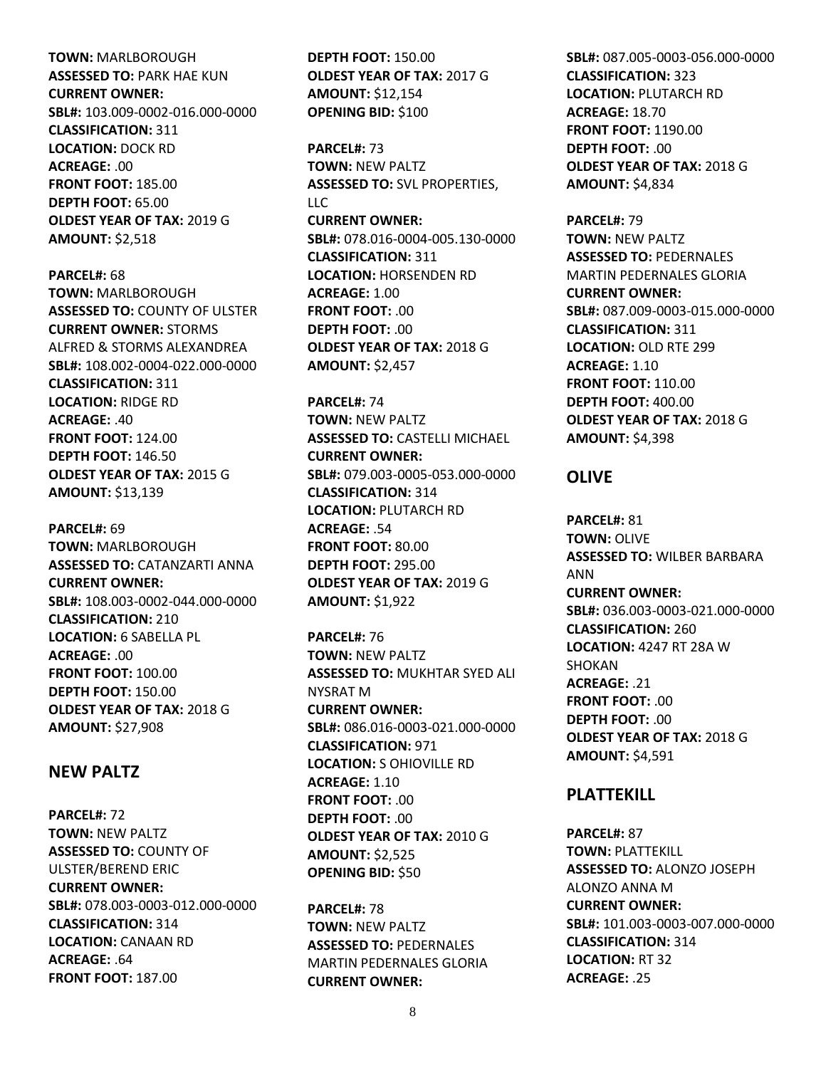**TOWN:** MARLBOROUGH
**ASSESSED TO:** PARK HAE KUN
**CURRENT OWNER:**
**SBL#:** 103.009-0002-016.000-0000
**CLASSIFICATION:** 311
**LOCATION:** DOCK RD
**ACREAGE:** .00
**FRONT FOOT:** 185.00
**DEPTH FOOT:** 65.00
**OLDEST YEAR OF TAX:** 2019 G
**AMOUNT:** $2,518

**PARCEL#:** 68
**TOWN:** MARLBOROUGH
**ASSESSED TO:** COUNTY OF ULSTER
**CURRENT OWNER:** STORMS ALFRED & STORMS ALEXANDREA
**SBL#:** 108.002-0004-022.000-0000
**CLASSIFICATION:** 311
**LOCATION:** RIDGE RD
**ACREAGE:** .40
**FRONT FOOT:** 124.00
**DEPTH FOOT:** 146.50
**OLDEST YEAR OF TAX:** 2015 G
**AMOUNT:** $13,139

**PARCEL#:** 69
**TOWN:** MARLBOROUGH
**ASSESSED TO:** CATANZARTI ANNA
**CURRENT OWNER:**
**SBL#:** 108.003-0002-044.000-0000
**CLASSIFICATION:** 210
**LOCATION:** 6 SABELLA PL
**ACREAGE:** .00
**FRONT FOOT:** 100.00
**DEPTH FOOT:** 150.00
**OLDEST YEAR OF TAX:** 2018 G
**AMOUNT:** $27,908

## NEW PALTZ

**PARCEL#:** 72
**TOWN:** NEW PALTZ
**ASSESSED TO:** COUNTY OF ULSTER/BEREND ERIC
**CURRENT OWNER:**
**SBL#:** 078.003-0003-012.000-0000
**CLASSIFICATION:** 314
**LOCATION:** CANAAN RD
**ACREAGE:** .64
**FRONT FOOT:** 187.00
**DEPTH FOOT:** 150.00
**OLDEST YEAR OF TAX:** 2017 G
**AMOUNT:** $12,154
**OPENING BID:** $100

**PARCEL#:** 73
**TOWN:** NEW PALTZ
**ASSESSED TO:** SVL PROPERTIES, LLC
**CURRENT OWNER:**
**SBL#:** 078.016-0004-005.130-0000
**CLASSIFICATION:** 311
**LOCATION:** HORSENDEN RD
**ACREAGE:** 1.00
**FRONT FOOT:** .00
**DEPTH FOOT:** .00
**OLDEST YEAR OF TAX:** 2018 G
**AMOUNT:** $2,457

**PARCEL#:** 74
**TOWN:** NEW PALTZ
**ASSESSED TO:** CASTELLI MICHAEL
**CURRENT OWNER:**
**SBL#:** 079.003-0005-053.000-0000
**CLASSIFICATION:** 314
**LOCATION:** PLUTARCH RD
**ACREAGE:** .54
**FRONT FOOT:** 80.00
**DEPTH FOOT:** 295.00
**OLDEST YEAR OF TAX:** 2019 G
**AMOUNT:** $1,922

**PARCEL#:** 76
**TOWN:** NEW PALTZ
**ASSESSED TO:** MUKHTAR SYED ALI NYSRAT M
**CURRENT OWNER:**
**SBL#:** 086.016-0003-021.000-0000
**CLASSIFICATION:** 971
**LOCATION:** S OHIOVILLE RD
**ACREAGE:** 1.10
**FRONT FOOT:** .00
**DEPTH FOOT:** .00
**OLDEST YEAR OF TAX:** 2010 G
**AMOUNT:** $2,525
**OPENING BID:** $50

**PARCEL#:** 78
**TOWN:** NEW PALTZ
**ASSESSED TO:** PEDERNALES MARTIN PEDERNALES GLORIA
**CURRENT OWNER:**
**SBL#:** 087.005-0003-056.000-0000
**CLASSIFICATION:** 323
**LOCATION:** PLUTARCH RD
**ACREAGE:** 18.70
**FRONT FOOT:** 1190.00
**DEPTH FOOT:** .00
**OLDEST YEAR OF TAX:** 2018 G
**AMOUNT:** $4,834

**PARCEL#:** 79
**TOWN:** NEW PALTZ
**ASSESSED TO:** PEDERNALES MARTIN PEDERNALES GLORIA
**CURRENT OWNER:**
**SBL#:** 087.009-0003-015.000-0000
**CLASSIFICATION:** 311
**LOCATION:** OLD RTE 299
**ACREAGE:** 1.10
**FRONT FOOT:** 110.00
**DEPTH FOOT:** 400.00
**OLDEST YEAR OF TAX:** 2018 G
**AMOUNT:** $4,398

## OLIVE

**PARCEL#:** 81
**TOWN:** OLIVE
**ASSESSED TO:** WILBER BARBARA ANN
**CURRENT OWNER:**
**SBL#:** 036.003-0003-021.000-0000
**CLASSIFICATION:** 260
**LOCATION:** 4247 RT 28A W SHOKAN
**ACREAGE:** .21
**FRONT FOOT:** .00
**DEPTH FOOT:** .00
**OLDEST YEAR OF TAX:** 2018 G
**AMOUNT:** $4,591

## PLATTEKILL

**PARCEL#:** 87
**TOWN:** PLATTEKILL
**ASSESSED TO:** ALONZO JOSEPH ALONZO ANNA M
**CURRENT OWNER:**
**SBL#:** 101.003-0003-007.000-0000
**CLASSIFICATION:** 314
**LOCATION:** RT 32
**ACREAGE:** .25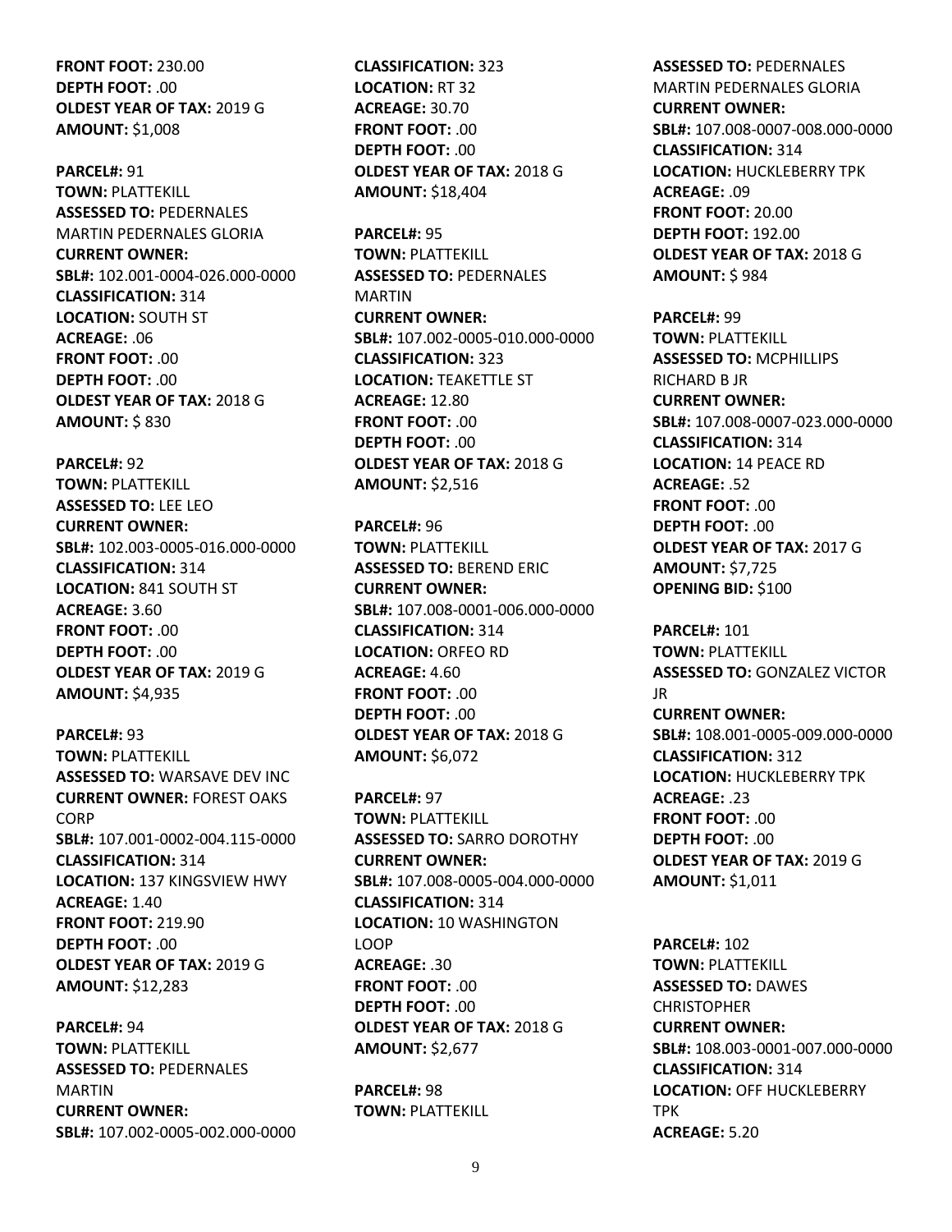**FRONT FOOT:** 230.00
**DEPTH FOOT:** .00
**OLDEST YEAR OF TAX:** 2019 G
**AMOUNT:** $1,008

**PARCEL#:** 91
**TOWN:** PLATTEKILL
**ASSESSED TO:** PEDERNALES MARTIN PEDERNALES GLORIA
**CURRENT OWNER:**
**SBL#:** 102.001-0004-026.000-0000
**CLASSIFICATION:** 314
**LOCATION:** SOUTH ST
**ACREAGE:** .06
**FRONT FOOT:** .00
**DEPTH FOOT:** .00
**OLDEST YEAR OF TAX:** 2018 G
**AMOUNT:** $ 830

**PARCEL#:** 92
**TOWN:** PLATTEKILL
**ASSESSED TO:** LEE LEO
**CURRENT OWNER:**
**SBL#:** 102.003-0005-016.000-0000
**CLASSIFICATION:** 314
**LOCATION:** 841 SOUTH ST
**ACREAGE:** 3.60
**FRONT FOOT:** .00
**DEPTH FOOT:** .00
**OLDEST YEAR OF TAX:** 2019 G
**AMOUNT:** $4,935

**PARCEL#:** 93
**TOWN:** PLATTEKILL
**ASSESSED TO:** WARSAVE DEV INC
**CURRENT OWNER:** FOREST OAKS CORP
**SBL#:** 107.001-0002-004.115-0000
**CLASSIFICATION:** 314
**LOCATION:** 137 KINGSVIEW HWY
**ACREAGE:** 1.40
**FRONT FOOT:** 219.90
**DEPTH FOOT:** .00
**OLDEST YEAR OF TAX:** 2019 G
**AMOUNT:** $12,283

**PARCEL#:** 94
**TOWN:** PLATTEKILL
**ASSESSED TO:** PEDERNALES MARTIN
**CURRENT OWNER:**
**SBL#:** 107.002-0005-002.000-0000
**CLASSIFICATION:** 323
**LOCATION:** RT 32
**ACREAGE:** 30.70
**FRONT FOOT:** .00
**DEPTH FOOT:** .00
**OLDEST YEAR OF TAX:** 2018 G
**AMOUNT:** $18,404

**PARCEL#:** 95
**TOWN:** PLATTEKILL
**ASSESSED TO:** PEDERNALES MARTIN
**CURRENT OWNER:**
**SBL#:** 107.002-0005-010.000-0000
**CLASSIFICATION:** 323
**LOCATION:** TEAKETTLE ST
**ACREAGE:** 12.80
**FRONT FOOT:** .00
**DEPTH FOOT:** .00
**OLDEST YEAR OF TAX:** 2018 G
**AMOUNT:** $2,516

**PARCEL#:** 96
**TOWN:** PLATTEKILL
**ASSESSED TO:** BEREND ERIC
**CURRENT OWNER:**
**SBL#:** 107.008-0001-006.000-0000
**CLASSIFICATION:** 314
**LOCATION:** ORFEO RD
**ACREAGE:** 4.60
**FRONT FOOT:** .00
**DEPTH FOOT:** .00
**OLDEST YEAR OF TAX:** 2018 G
**AMOUNT:** $6,072

**PARCEL#:** 97
**TOWN:** PLATTEKILL
**ASSESSED TO:** SARRO DOROTHY
**CURRENT OWNER:**
**SBL#:** 107.008-0005-004.000-0000
**CLASSIFICATION:** 314
**LOCATION:** 10 WASHINGTON LOOP
**ACREAGE:** .30
**FRONT FOOT:** .00
**DEPTH FOOT:** .00
**OLDEST YEAR OF TAX:** 2018 G
**AMOUNT:** $2,677

**PARCEL#:** 98
**TOWN:** PLATTEKILL
**ASSESSED TO:** PEDERNALES MARTIN PEDERNALES GLORIA
**CURRENT OWNER:**
**SBL#:** 107.008-0007-008.000-0000
**CLASSIFICATION:** 314
**LOCATION:** HUCKLEBERRY TPK
**ACREAGE:** .09
**FRONT FOOT:** 20.00
**DEPTH FOOT:** 192.00
**OLDEST YEAR OF TAX:** 2018 G
**AMOUNT:** $ 984

**PARCEL#:** 99
**TOWN:** PLATTEKILL
**ASSESSED TO:** MCPHILLIPS RICHARD B JR
**CURRENT OWNER:**
**SBL#:** 107.008-0007-023.000-0000
**CLASSIFICATION:** 314
**LOCATION:** 14 PEACE RD
**ACREAGE:** .52
**FRONT FOOT:** .00
**DEPTH FOOT:** .00
**OLDEST YEAR OF TAX:** 2017 G
**AMOUNT:** $7,725
**OPENING BID:** $100

**PARCEL#:** 101
**TOWN:** PLATTEKILL
**ASSESSED TO:** GONZALEZ VICTOR JR
**CURRENT OWNER:**
**SBL#:** 108.001-0005-009.000-0000
**CLASSIFICATION:** 312
**LOCATION:** HUCKLEBERRY TPK
**ACREAGE:** .23
**FRONT FOOT:** .00
**DEPTH FOOT:** .00
**OLDEST YEAR OF TAX:** 2019 G
**AMOUNT:** $1,011

**PARCEL#:** 102
**TOWN:** PLATTEKILL
**ASSESSED TO:** DAWES CHRISTOPHER
**CURRENT OWNER:**
**SBL#:** 108.003-0001-007.000-0000
**CLASSIFICATION:** 314
**LOCATION:** OFF HUCKLEBERRY TPK
**ACREAGE:** 5.20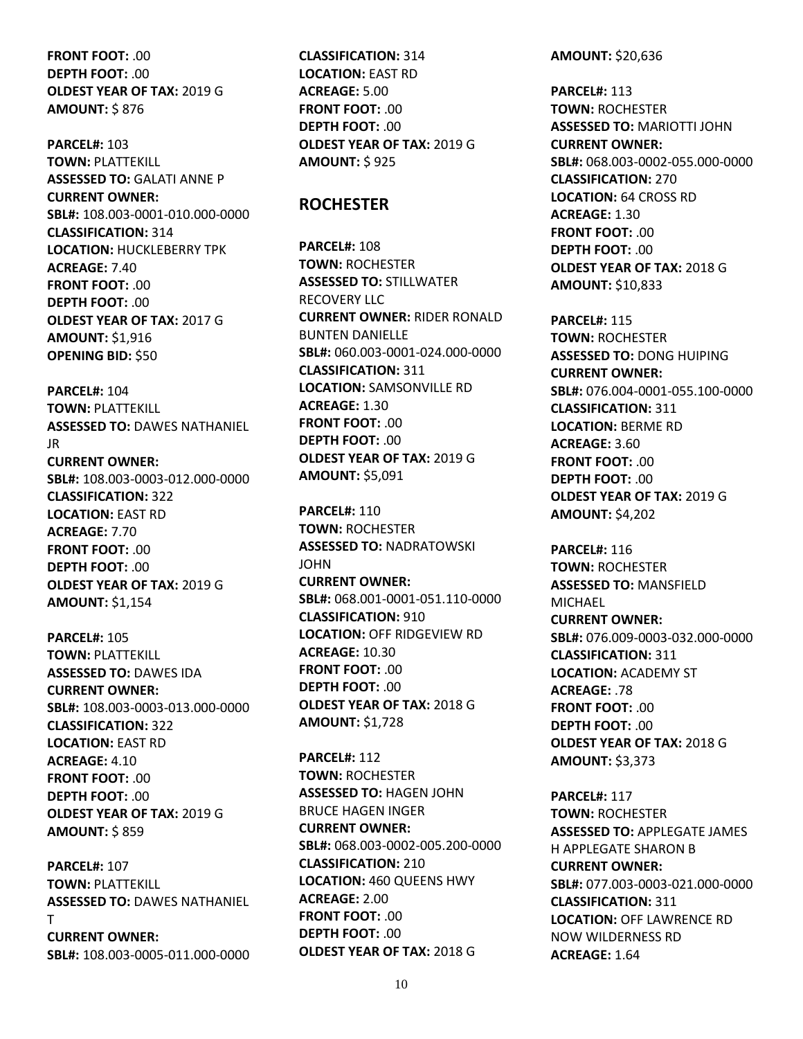**FRONT FOOT:** .00
**DEPTH FOOT:** .00
**OLDEST YEAR OF TAX:** 2019 G
**AMOUNT:** $ 876

**PARCEL#:** 103
**TOWN:** PLATTEKILL
**ASSESSED TO:** GALATI ANNE P
**CURRENT OWNER:**
**SBL#:** 108.003-0001-010.000-0000
**CLASSIFICATION:** 314
**LOCATION:** HUCKLEBERRY TPK
**ACREAGE:** 7.40
**FRONT FOOT:** .00
**DEPTH FOOT:** .00
**OLDEST YEAR OF TAX:** 2017 G
**AMOUNT:** $1,916
**OPENING BID:** $50

**PARCEL#:** 104
**TOWN:** PLATTEKILL
**ASSESSED TO:** DAWES NATHANIEL JR
**CURRENT OWNER:**
**SBL#:** 108.003-0003-012.000-0000
**CLASSIFICATION:** 322
**LOCATION:** EAST RD
**ACREAGE:** 7.70
**FRONT FOOT:** .00
**DEPTH FOOT:** .00
**OLDEST YEAR OF TAX:** 2019 G
**AMOUNT:** $1,154

**PARCEL#:** 105
**TOWN:** PLATTEKILL
**ASSESSED TO:** DAWES IDA
**CURRENT OWNER:**
**SBL#:** 108.003-0003-013.000-0000
**CLASSIFICATION:** 322
**LOCATION:** EAST RD
**ACREAGE:** 4.10
**FRONT FOOT:** .00
**DEPTH FOOT:** .00
**OLDEST YEAR OF TAX:** 2019 G
**AMOUNT:** $ 859

**PARCEL#:** 107
**TOWN:** PLATTEKILL
**ASSESSED TO:** DAWES NATHANIEL T
**CURRENT OWNER:**
**SBL#:** 108.003-0005-011.000-0000
**CLASSIFICATION:** 314
**LOCATION:** EAST RD
**ACREAGE:** 5.00
**FRONT FOOT:** .00
**DEPTH FOOT:** .00
**OLDEST YEAR OF TAX:** 2019 G
**AMOUNT:** $ 925

## ROCHESTER

**PARCEL#:** 108
**TOWN:** ROCHESTER
**ASSESSED TO:** STILLWATER RECOVERY LLC
**CURRENT OWNER:** RIDER RONALD BUNTEN DANIELLE
**SBL#:** 060.003-0001-024.000-0000
**CLASSIFICATION:** 311
**LOCATION:** SAMSONVILLE RD
**ACREAGE:** 1.30
**FRONT FOOT:** .00
**DEPTH FOOT:** .00
**OLDEST YEAR OF TAX:** 2019 G
**AMOUNT:** $5,091

**PARCEL#:** 110
**TOWN:** ROCHESTER
**ASSESSED TO:** NADRATOWSKI JOHN
**CURRENT OWNER:**
**SBL#:** 068.001-0001-051.110-0000
**CLASSIFICATION:** 910
**LOCATION:** OFF RIDGEVIEW RD
**ACREAGE:** 10.30
**FRONT FOOT:** .00
**DEPTH FOOT:** .00
**OLDEST YEAR OF TAX:** 2018 G
**AMOUNT:** $1,728

**PARCEL#:** 112
**TOWN:** ROCHESTER
**ASSESSED TO:** HAGEN JOHN BRUCE HAGEN INGER
**CURRENT OWNER:**
**SBL#:** 068.003-0002-005.200-0000
**CLASSIFICATION:** 210
**LOCATION:** 460 QUEENS HWY
**ACREAGE:** 2.00
**FRONT FOOT:** .00
**DEPTH FOOT:** .00
**OLDEST YEAR OF TAX:** 2018 G
**AMOUNT:** $20,636

**PARCEL#:** 113
**TOWN:** ROCHESTER
**ASSESSED TO:** MARIOTTI JOHN
**CURRENT OWNER:**
**SBL#:** 068.003-0002-055.000-0000
**CLASSIFICATION:** 270
**LOCATION:** 64 CROSS RD
**ACREAGE:** 1.30
**FRONT FOOT:** .00
**DEPTH FOOT:** .00
**OLDEST YEAR OF TAX:** 2018 G
**AMOUNT:** $10,833

**PARCEL#:** 115
**TOWN:** ROCHESTER
**ASSESSED TO:** DONG HUIPING
**CURRENT OWNER:**
**SBL#:** 076.004-0001-055.100-0000
**CLASSIFICATION:** 311
**LOCATION:** BERME RD
**ACREAGE:** 3.60
**FRONT FOOT:** .00
**DEPTH FOOT:** .00
**OLDEST YEAR OF TAX:** 2019 G
**AMOUNT:** $4,202

**PARCEL#:** 116
**TOWN:** ROCHESTER
**ASSESSED TO:** MANSFIELD MICHAEL
**CURRENT OWNER:**
**SBL#:** 076.009-0003-032.000-0000
**CLASSIFICATION:** 311
**LOCATION:** ACADEMY ST
**ACREAGE:** .78
**FRONT FOOT:** .00
**DEPTH FOOT:** .00
**OLDEST YEAR OF TAX:** 2018 G
**AMOUNT:** $3,373

**PARCEL#:** 117
**TOWN:** ROCHESTER
**ASSESSED TO:** APPLEGATE JAMES H APPLEGATE SHARON B
**CURRENT OWNER:**
**SBL#:** 077.003-0003-021.000-0000
**CLASSIFICATION:** 311
**LOCATION:** OFF LAWRENCE RD NOW WILDERNESS RD
**ACREAGE:** 1.64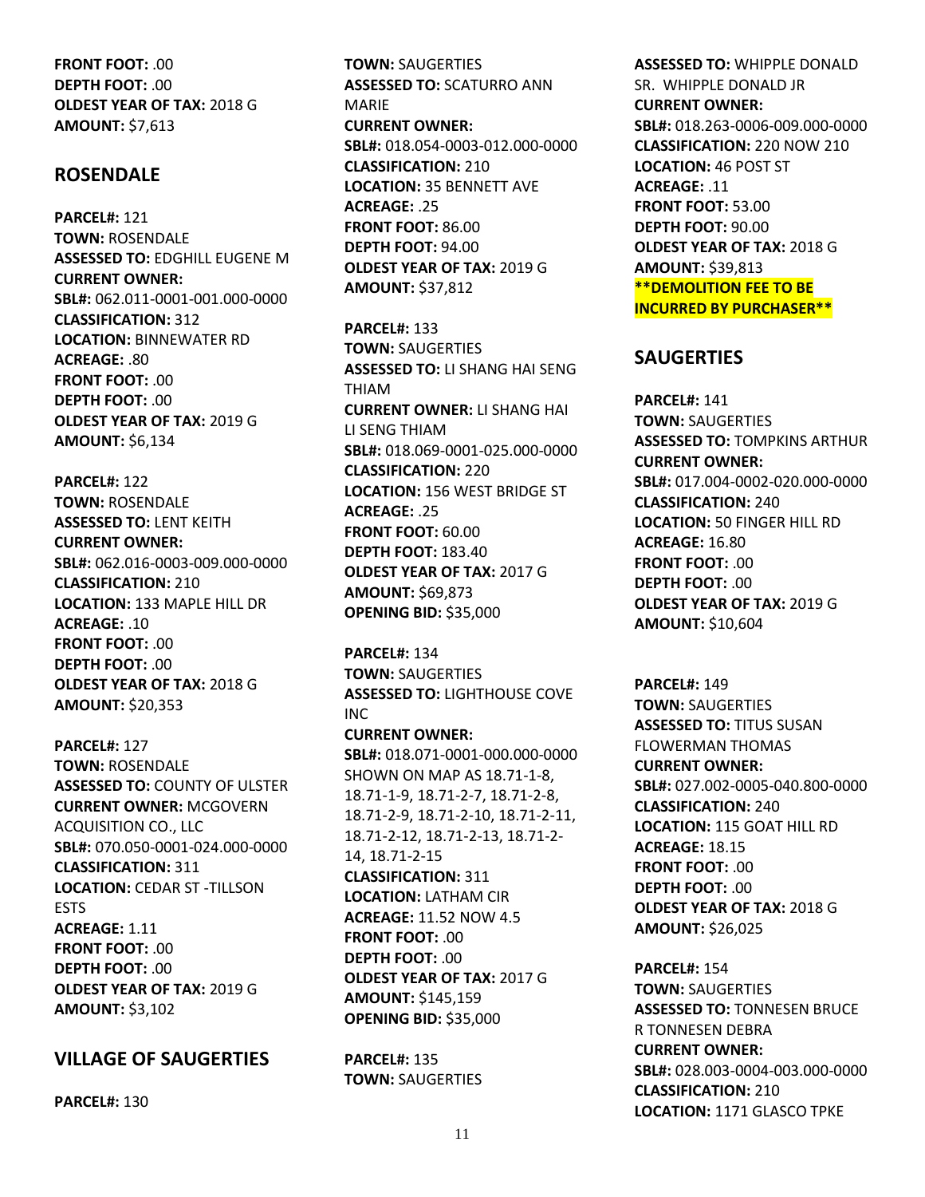**FRONT FOOT:** .00
**DEPTH FOOT:** .00
**OLDEST YEAR OF TAX:** 2018 G
**AMOUNT:** $7,613

## ROSENDALE

**PARCEL#:** 121
**TOWN:** ROSENDALE
**ASSESSED TO:** EDGHILL EUGENE M
**CURRENT OWNER:**
**SBL#:** 062.011-0001-001.000-0000
**CLASSIFICATION:** 312
**LOCATION:** BINNEWATER RD
**ACREAGE:** .80
**FRONT FOOT:** .00
**DEPTH FOOT:** .00
**OLDEST YEAR OF TAX:** 2019 G
**AMOUNT:** $6,134

**PARCEL#:** 122
**TOWN:** ROSENDALE
**ASSESSED TO:** LENT KEITH
**CURRENT OWNER:**
**SBL#:** 062.016-0003-009.000-0000
**CLASSIFICATION:** 210
**LOCATION:** 133 MAPLE HILL DR
**ACREAGE:** .10
**FRONT FOOT:** .00
**DEPTH FOOT:** .00
**OLDEST YEAR OF TAX:** 2018 G
**AMOUNT:** $20,353

**PARCEL#:** 127
**TOWN:** ROSENDALE
**ASSESSED TO:** COUNTY OF ULSTER
**CURRENT OWNER:** MCGOVERN ACQUISITION CO., LLC
**SBL#:** 070.050-0001-024.000-0000
**CLASSIFICATION:** 311
**LOCATION:** CEDAR ST -TILLSON ESTS
**ACREAGE:** 1.11
**FRONT FOOT:** .00
**DEPTH FOOT:** .00
**OLDEST YEAR OF TAX:** 2019 G
**AMOUNT:** $3,102

## VILLAGE OF SAUGERTIES

**PARCEL#:** 130
**TOWN:** SAUGERTIES
**ASSESSED TO:** SCATURRO ANN MARIE
**CURRENT OWNER:**
**SBL#:** 018.054-0003-012.000-0000
**CLASSIFICATION:** 210
**LOCATION:** 35 BENNETT AVE
**ACREAGE:** .25
**FRONT FOOT:** 86.00
**DEPTH FOOT:** 94.00
**OLDEST YEAR OF TAX:** 2019 G
**AMOUNT:** $37,812

**PARCEL#:** 133
**TOWN:** SAUGERTIES
**ASSESSED TO:** LI SHANG HAI SENG THIAM
**CURRENT OWNER:** LI SHANG HAI LI SENG THIAM
**SBL#:** 018.069-0001-025.000-0000
**CLASSIFICATION:** 220
**LOCATION:** 156 WEST BRIDGE ST
**ACREAGE:** .25
**FRONT FOOT:** 60.00
**DEPTH FOOT:** 183.40
**OLDEST YEAR OF TAX:** 2017 G
**AMOUNT:** $69,873
**OPENING BID:** $35,000

**PARCEL#:** 134
**TOWN:** SAUGERTIES
**ASSESSED TO:** LIGHTHOUSE COVE INC
**CURRENT OWNER:**
**SBL#:** 018.071-0001-000.000-0000 SHOWN ON MAP AS 18.71-1-8, 18.71-1-9, 18.71-2-7, 18.71-2-8, 18.71-2-9, 18.71-2-10, 18.71-2-11, 18.71-2-12, 18.71-2-13, 18.71-2-14, 18.71-2-15
**CLASSIFICATION:** 311
**LOCATION:** LATHAM CIR
**ACREAGE:** 11.52 NOW 4.5
**FRONT FOOT:** .00
**DEPTH FOOT:** .00
**OLDEST YEAR OF TAX:** 2017 G
**AMOUNT:** $145,159
**OPENING BID:** $35,000

**PARCEL#:** 135
**TOWN:** SAUGERTIES
**ASSESSED TO:** WHIPPLE DONALD SR. WHIPPLE DONALD JR
**CURRENT OWNER:**
**SBL#:** 018.263-0006-009.000-0000
**CLASSIFICATION:** 220 NOW 210
**LOCATION:** 46 POST ST
**ACREAGE:** .11
**FRONT FOOT:** 53.00
**DEPTH FOOT:** 90.00
**OLDEST YEAR OF TAX:** 2018 G
**AMOUNT:** $39,813
****DEMOLITION FEE TO BE INCURRED BY PURCHASER****

## SAUGERTIES

**PARCEL#:** 141
**TOWN:** SAUGERTIES
**ASSESSED TO:** TOMPKINS ARTHUR
**CURRENT OWNER:**
**SBL#:** 017.004-0002-020.000-0000
**CLASSIFICATION:** 240
**LOCATION:** 50 FINGER HILL RD
**ACREAGE:** 16.80
**FRONT FOOT:** .00
**DEPTH FOOT:** .00
**OLDEST YEAR OF TAX:** 2019 G
**AMOUNT:** $10,604

**PARCEL#:** 149
**TOWN:** SAUGERTIES
**ASSESSED TO:** TITUS SUSAN FLOWERMAN THOMAS
**CURRENT OWNER:**
**SBL#:** 027.002-0005-040.800-0000
**CLASSIFICATION:** 240
**LOCATION:** 115 GOAT HILL RD
**ACREAGE:** 18.15
**FRONT FOOT:** .00
**DEPTH FOOT:** .00
**OLDEST YEAR OF TAX:** 2018 G
**AMOUNT:** $26,025

**PARCEL#:** 154
**TOWN:** SAUGERTIES
**ASSESSED TO:** TONNESEN BRUCE R TONNESEN DEBRA
**CURRENT OWNER:**
**SBL#:** 028.003-0004-003.000-0000
**CLASSIFICATION:** 210
**LOCATION:** 1171 GLASCO TPKE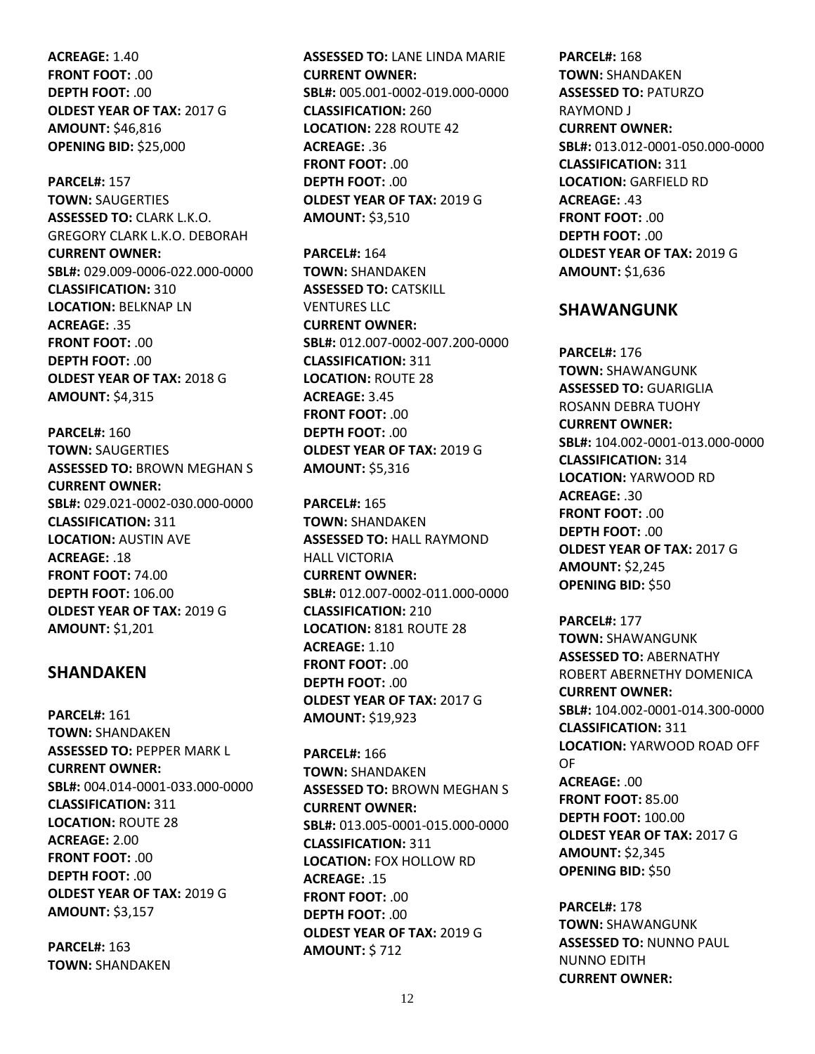**ACREAGE:** 1.40
**FRONT FOOT:** .00
**DEPTH FOOT:** .00
**OLDEST YEAR OF TAX:** 2017 G
**AMOUNT:** $46,816
**OPENING BID:** $25,000

**PARCEL#:** 157
**TOWN:** SAUGERTIES
**ASSESSED TO:** CLARK L.K.O. GREGORY CLARK L.K.O. DEBORAH
**CURRENT OWNER:**
**SBL#:** 029.009-0006-022.000-0000
**CLASSIFICATION:** 310
**LOCATION:** BELKNAP LN
**ACREAGE:** .35
**FRONT FOOT:** .00
**DEPTH FOOT:** .00
**OLDEST YEAR OF TAX:** 2018 G
**AMOUNT:** $4,315

**PARCEL#:** 160
**TOWN:** SAUGERTIES
**ASSESSED TO:** BROWN MEGHAN S
**CURRENT OWNER:**
**SBL#:** 029.021-0002-030.000-0000
**CLASSIFICATION:** 311
**LOCATION:** AUSTIN AVE
**ACREAGE:** .18
**FRONT FOOT:** 74.00
**DEPTH FOOT:** 106.00
**OLDEST YEAR OF TAX:** 2019 G
**AMOUNT:** $1,201

## SHANDAKEN

**PARCEL#:** 161
**TOWN:** SHANDAKEN
**ASSESSED TO:** PEPPER MARK L
**CURRENT OWNER:**
**SBL#:** 004.014-0001-033.000-0000
**CLASSIFICATION:** 311
**LOCATION:** ROUTE 28
**ACREAGE:** 2.00
**FRONT FOOT:** .00
**DEPTH FOOT:** .00
**OLDEST YEAR OF TAX:** 2019 G
**AMOUNT:** $3,157

**PARCEL#:** 163
**TOWN:** SHANDAKEN
**ASSESSED TO:** LANE LINDA MARIE
**CURRENT OWNER:**
**SBL#:** 005.001-0002-019.000-0000
**CLASSIFICATION:** 260
**LOCATION:** 228 ROUTE 42
**ACREAGE:** .36
**FRONT FOOT:** .00
**DEPTH FOOT:** .00
**OLDEST YEAR OF TAX:** 2019 G
**AMOUNT:** $3,510

**PARCEL#:** 164
**TOWN:** SHANDAKEN
**ASSESSED TO:** CATSKILL VENTURES LLC
**CURRENT OWNER:**
**SBL#:** 012.007-0002-007.200-0000
**CLASSIFICATION:** 311
**LOCATION:** ROUTE 28
**ACREAGE:** 3.45
**FRONT FOOT:** .00
**DEPTH FOOT:** .00
**OLDEST YEAR OF TAX:** 2019 G
**AMOUNT:** $5,316

**PARCEL#:** 165
**TOWN:** SHANDAKEN
**ASSESSED TO:** HALL RAYMOND HALL VICTORIA
**CURRENT OWNER:**
**SBL#:** 012.007-0002-011.000-0000
**CLASSIFICATION:** 210
**LOCATION:** 8181 ROUTE 28
**ACREAGE:** 1.10
**FRONT FOOT:** .00
**DEPTH FOOT:** .00
**OLDEST YEAR OF TAX:** 2017 G
**AMOUNT:** $19,923

**PARCEL#:** 166
**TOWN:** SHANDAKEN
**ASSESSED TO:** BROWN MEGHAN S
**CURRENT OWNER:**
**SBL#:** 013.005-0001-015.000-0000
**CLASSIFICATION:** 311
**LOCATION:** FOX HOLLOW RD
**ACREAGE:** .15
**FRONT FOOT:** .00
**DEPTH FOOT:** .00
**OLDEST YEAR OF TAX:** 2019 G
**AMOUNT:** $ 712

**PARCEL#:** 168
**TOWN:** SHANDAKEN
**ASSESSED TO:** PATURZO RAYMOND J
**CURRENT OWNER:**
**SBL#:** 013.012-0001-050.000-0000
**CLASSIFICATION:** 311
**LOCATION:** GARFIELD RD
**ACREAGE:** .43
**FRONT FOOT:** .00
**DEPTH FOOT:** .00
**OLDEST YEAR OF TAX:** 2019 G
**AMOUNT:** $1,636

## SHAWANGUNK

**PARCEL#:** 176
**TOWN:** SHAWANGUNK
**ASSESSED TO:** GUARIGLIA ROSANN DEBRA TUOHY
**CURRENT OWNER:**
**SBL#:** 104.002-0001-013.000-0000
**CLASSIFICATION:** 314
**LOCATION:** YARWOOD RD
**ACREAGE:** .30
**FRONT FOOT:** .00
**DEPTH FOOT:** .00
**OLDEST YEAR OF TAX:** 2017 G
**AMOUNT:** $2,245
**OPENING BID:** $50

**PARCEL#:** 177
**TOWN:** SHAWANGUNK
**ASSESSED TO:** ABERNATHY ROBERT ABERNETHY DOMENICA
**CURRENT OWNER:**
**SBL#:** 104.002-0001-014.300-0000
**CLASSIFICATION:** 311
**LOCATION:** YARWOOD ROAD OFF OF
**ACREAGE:** .00
**FRONT FOOT:** 85.00
**DEPTH FOOT:** 100.00
**OLDEST YEAR OF TAX:** 2017 G
**AMOUNT:** $2,345
**OPENING BID:** $50

**PARCEL#:** 178
**TOWN:** SHAWANGUNK
**ASSESSED TO:** NUNNO PAUL NUNNO EDITH
**CURRENT OWNER:**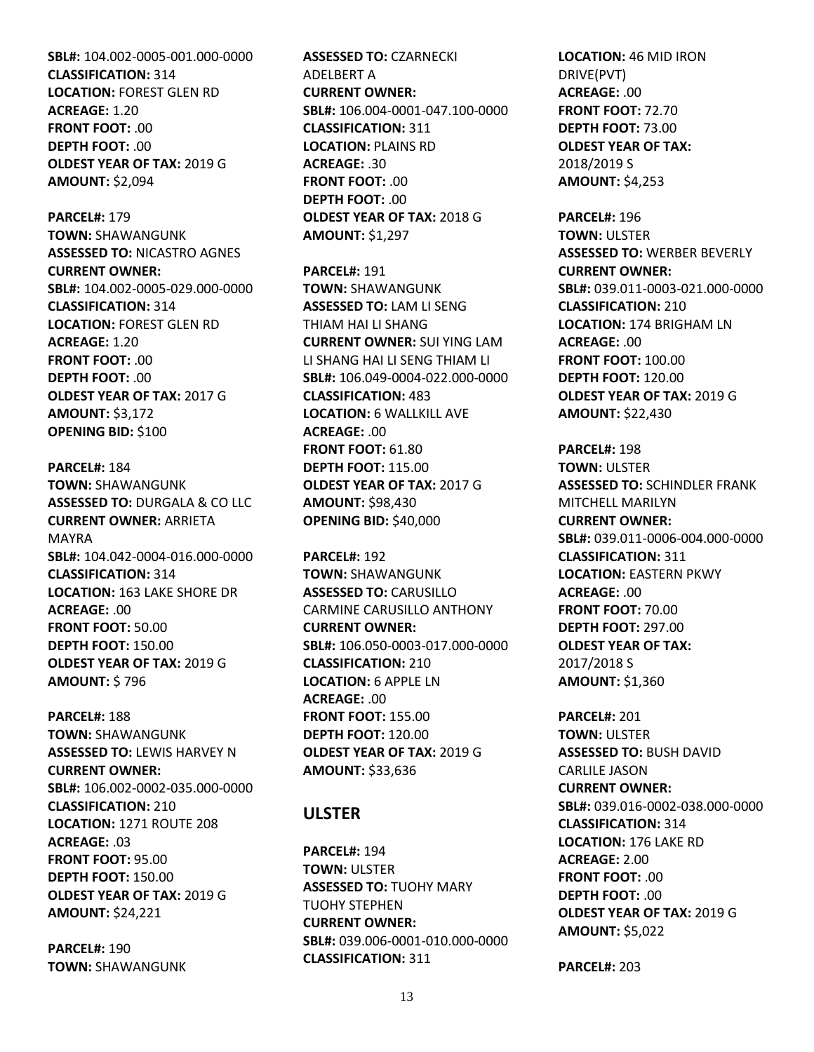**SBL#:** 104.002-0005-001.000-0000
**CLASSIFICATION:** 314
**LOCATION:** FOREST GLEN RD
**ACREAGE:** 1.20
**FRONT FOOT:** .00
**DEPTH FOOT:** .00
**OLDEST YEAR OF TAX:** 2019 G
**AMOUNT:** $2,094

**PARCEL#:** 179
**TOWN:** SHAWANGUNK
**ASSESSED TO:** NICASTRO AGNES
**CURRENT OWNER:**
**SBL#:** 104.002-0005-029.000-0000
**CLASSIFICATION:** 314
**LOCATION:** FOREST GLEN RD
**ACREAGE:** 1.20
**FRONT FOOT:** .00
**DEPTH FOOT:** .00
**OLDEST YEAR OF TAX:** 2017 G
**AMOUNT:** $3,172
**OPENING BID:** $100

**PARCEL#:** 184
**TOWN:** SHAWANGUNK
**ASSESSED TO:** DURGALA & CO LLC
**CURRENT OWNER:** ARRIETA MAYRA
**SBL#:** 104.042-0004-016.000-0000
**CLASSIFICATION:** 314
**LOCATION:** 163 LAKE SHORE DR
**ACREAGE:** .00
**FRONT FOOT:** 50.00
**DEPTH FOOT:** 150.00
**OLDEST YEAR OF TAX:** 2019 G
**AMOUNT:** $ 796

**PARCEL#:** 188
**TOWN:** SHAWANGUNK
**ASSESSED TO:** LEWIS HARVEY N
**CURRENT OWNER:**
**SBL#:** 106.002-0002-035.000-0000
**CLASSIFICATION:** 210
**LOCATION:** 1271 ROUTE 208
**ACREAGE:** .03
**FRONT FOOT:** 95.00
**DEPTH FOOT:** 150.00
**OLDEST YEAR OF TAX:** 2019 G
**AMOUNT:** $24,221

**PARCEL#:** 190
**TOWN:** SHAWANGUNK
**ASSESSED TO:** CZARNECKI ADELBERT A
**CURRENT OWNER:**
**SBL#:** 106.004-0001-047.100-0000
**CLASSIFICATION:** 311
**LOCATION:** PLAINS RD
**ACREAGE:** .30
**FRONT FOOT:** .00
**DEPTH FOOT:** .00
**OLDEST YEAR OF TAX:** 2018 G
**AMOUNT:** $1,297

**PARCEL#:** 191
**TOWN:** SHAWANGUNK
**ASSESSED TO:** LAM LI SENG THIAM HAI LI SHANG
**CURRENT OWNER:** SUI YING LAM LI SHANG HAI LI SENG THIAM LI
**SBL#:** 106.049-0004-022.000-0000
**CLASSIFICATION:** 483
**LOCATION:** 6 WALLKILL AVE
**ACREAGE:** .00
**FRONT FOOT:** 61.80
**DEPTH FOOT:** 115.00
**OLDEST YEAR OF TAX:** 2017 G
**AMOUNT:** $98,430
**OPENING BID:** $40,000

**PARCEL#:** 192
**TOWN:** SHAWANGUNK
**ASSESSED TO:** CARUSILLO CARMINE CARUSILLO ANTHONY
**CURRENT OWNER:**
**SBL#:** 106.050-0003-017.000-0000
**CLASSIFICATION:** 210
**LOCATION:** 6 APPLE LN
**ACREAGE:** .00
**FRONT FOOT:** 155.00
**DEPTH FOOT:** 120.00
**OLDEST YEAR OF TAX:** 2019 G
**AMOUNT:** $33,636

## ULSTER

**PARCEL#:** 194
**TOWN:** ULSTER
**ASSESSED TO:** TUOHY MARY TUOHY STEPHEN
**CURRENT OWNER:**
**SBL#:** 039.006-0001-010.000-0000
**CLASSIFICATION:** 311
**LOCATION:** 46 MID IRON DRIVE(PVT)
**ACREAGE:** .00
**FRONT FOOT:** 72.70
**DEPTH FOOT:** 73.00
**OLDEST YEAR OF TAX:** 2018/2019 S
**AMOUNT:** $4,253

**PARCEL#:** 196
**TOWN:** ULSTER
**ASSESSED TO:** WERBER BEVERLY
**CURRENT OWNER:**
**SBL#:** 039.011-0003-021.000-0000
**CLASSIFICATION:** 210
**LOCATION:** 174 BRIGHAM LN
**ACREAGE:** .00
**FRONT FOOT:** 100.00
**DEPTH FOOT:** 120.00
**OLDEST YEAR OF TAX:** 2019 G
**AMOUNT:** $22,430

**PARCEL#:** 198
**TOWN:** ULSTER
**ASSESSED TO:** SCHINDLER FRANK MITCHELL MARILYN
**CURRENT OWNER:**
**SBL#:** 039.011-0006-004.000-0000
**CLASSIFICATION:** 311
**LOCATION:** EASTERN PKWY
**ACREAGE:** .00
**FRONT FOOT:** 70.00
**DEPTH FOOT:** 297.00
**OLDEST YEAR OF TAX:** 2017/2018 S
**AMOUNT:** $1,360

**PARCEL#:** 201
**TOWN:** ULSTER
**ASSESSED TO:** BUSH DAVID CARLILE JASON
**CURRENT OWNER:**
**SBL#:** 039.016-0002-038.000-0000
**CLASSIFICATION:** 314
**LOCATION:** 176 LAKE RD
**ACREAGE:** 2.00
**FRONT FOOT:** .00
**DEPTH FOOT:** .00
**OLDEST YEAR OF TAX:** 2019 G
**AMOUNT:** $5,022

**PARCEL#:** 203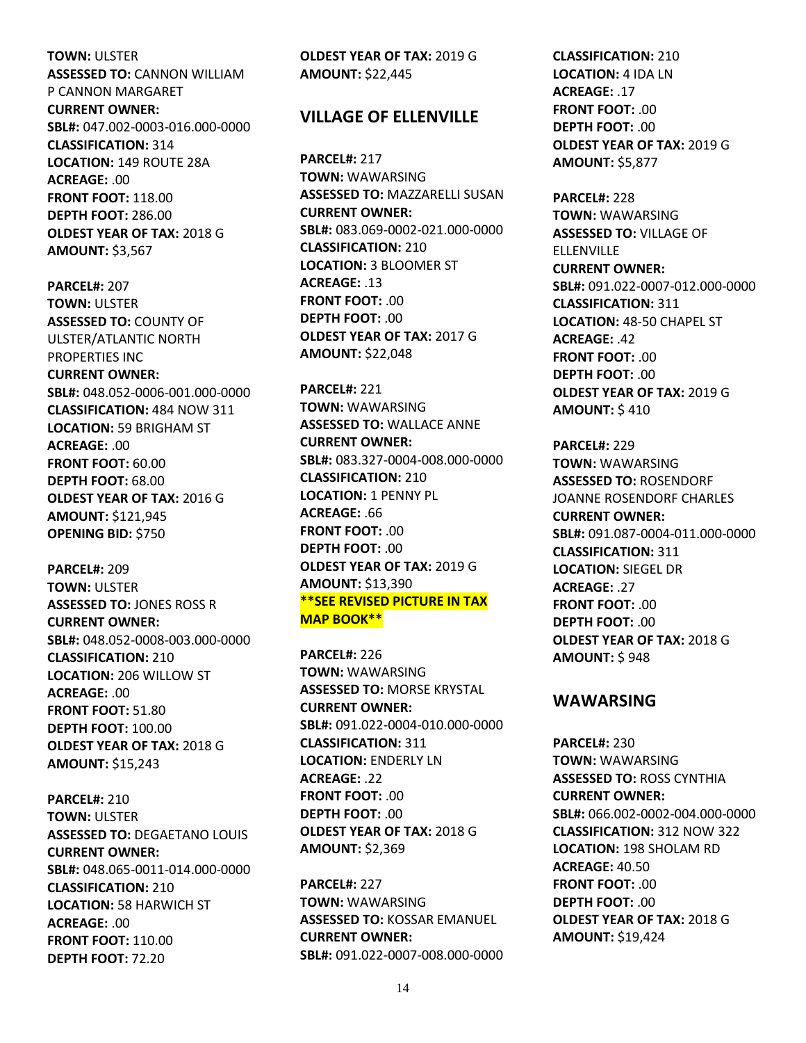**TOWN:** ULSTER
**ASSESSED TO:** CANNON WILLIAM P CANNON MARGARET
**CURRENT OWNER:**
**SBL#:** 047.002-0003-016.000-0000
**CLASSIFICATION:** 314
**LOCATION:** 149 ROUTE 28A
**ACREAGE:** .00
**FRONT FOOT:** 118.00
**DEPTH FOOT:** 286.00
**OLDEST YEAR OF TAX:** 2018 G
**AMOUNT:** $3,567

**PARCEL#:** 207
**TOWN:** ULSTER
**ASSESSED TO:** COUNTY OF ULSTER/ATLANTIC NORTH PROPERTIES INC
**CURRENT OWNER:**
**SBL#:** 048.052-0006-001.000-0000
**CLASSIFICATION:** 484 NOW 311
**LOCATION:** 59 BRIGHAM ST
**ACREAGE:** .00
**FRONT FOOT:** 60.00
**DEPTH FOOT:** 68.00
**OLDEST YEAR OF TAX:** 2016 G
**AMOUNT:** $121,945
**OPENING BID:** $750

**PARCEL#:** 209
**TOWN:** ULSTER
**ASSESSED TO:** JONES ROSS R
**CURRENT OWNER:**
**SBL#:** 048.052-0008-003.000-0000
**CLASSIFICATION:** 210
**LOCATION:** 206 WILLOW ST
**ACREAGE:** .00
**FRONT FOOT:** 51.80
**DEPTH FOOT:** 100.00
**OLDEST YEAR OF TAX:** 2018 G
**AMOUNT:** $15,243

**PARCEL#:** 210
**TOWN:** ULSTER
**ASSESSED TO:** DEGAETANO LOUIS
**CURRENT OWNER:**
**SBL#:** 048.065-0011-014.000-0000
**CLASSIFICATION:** 210
**LOCATION:** 58 HARWICH ST
**ACREAGE:** .00
**FRONT FOOT:** 110.00
**DEPTH FOOT:** 72.20
**OLDEST YEAR OF TAX:** 2019 G
**AMOUNT:** $22,445

## VILLAGE OF ELLENVILLE

**PARCEL#:** 217
**TOWN:** WAWARSING
**ASSESSED TO:** MAZZARELLI SUSAN
**CURRENT OWNER:**
**SBL#:** 083.069-0002-021.000-0000
**CLASSIFICATION:** 210
**LOCATION:** 3 BLOOMER ST
**ACREAGE:** .13
**FRONT FOOT:** .00
**DEPTH FOOT:** .00
**OLDEST YEAR OF TAX:** 2017 G
**AMOUNT:** $22,048

**PARCEL#:** 221
**TOWN:** WAWARSING
**ASSESSED TO:** WALLACE ANNE
**CURRENT OWNER:**
**SBL#:** 083.327-0004-008.000-0000
**CLASSIFICATION:** 210
**LOCATION:** 1 PENNY PL
**ACREAGE:** .66
**FRONT FOOT:** .00
**DEPTH FOOT:** .00
**OLDEST YEAR OF TAX:** 2019 G
**AMOUNT:** $13,390
****SEE REVISED PICTURE IN TAX MAP BOOK****

**PARCEL#:** 226
**TOWN:** WAWARSING
**ASSESSED TO:** MORSE KRYSTAL
**CURRENT OWNER:**
**SBL#:** 091.022-0004-010.000-0000
**CLASSIFICATION:** 311
**LOCATION:** ENDERLY LN
**ACREAGE:** .22
**FRONT FOOT:** .00
**DEPTH FOOT:** .00
**OLDEST YEAR OF TAX:** 2018 G
**AMOUNT:** $2,369

**PARCEL#:** 227
**TOWN:** WAWARSING
**ASSESSED TO:** KOSSAR EMANUEL
**CURRENT OWNER:**
**SBL#:** 091.022-0007-008.000-0000
**CLASSIFICATION:** 210
**LOCATION:** 4 IDA LN
**ACREAGE:** .17
**FRONT FOOT:** .00
**DEPTH FOOT:** .00
**OLDEST YEAR OF TAX:** 2019 G
**AMOUNT:** $5,877

**PARCEL#:** 228
**TOWN:** WAWARSING
**ASSESSED TO:** VILLAGE OF ELLENVILLE
**CURRENT OWNER:**
**SBL#:** 091.022-0007-012.000-0000
**CLASSIFICATION:** 311
**LOCATION:** 48-50 CHAPEL ST
**ACREAGE:** .42
**FRONT FOOT:** .00
**DEPTH FOOT:** .00
**OLDEST YEAR OF TAX:** 2019 G
**AMOUNT:** $ 410

**PARCEL#:** 229
**TOWN:** WAWARSING
**ASSESSED TO:** ROSENDORF JOANNE ROSENDORF CHARLES
**CURRENT OWNER:**
**SBL#:** 091.087-0004-011.000-0000
**CLASSIFICATION:** 311
**LOCATION:** SIEGEL DR
**ACREAGE:** .27
**FRONT FOOT:** .00
**DEPTH FOOT:** .00
**OLDEST YEAR OF TAX:** 2018 G
**AMOUNT:** $ 948

## WAWARSING

**PARCEL#:** 230
**TOWN:** WAWARSING
**ASSESSED TO:** ROSS CYNTHIA
**CURRENT OWNER:**
**SBL#:** 066.002-0002-004.000-0000
**CLASSIFICATION:** 312 NOW 322
**LOCATION:** 198 SHOLAM RD
**ACREAGE:** 40.50
**FRONT FOOT:** .00
**DEPTH FOOT:** .00
**OLDEST YEAR OF TAX:** 2018 G
**AMOUNT:** $19,424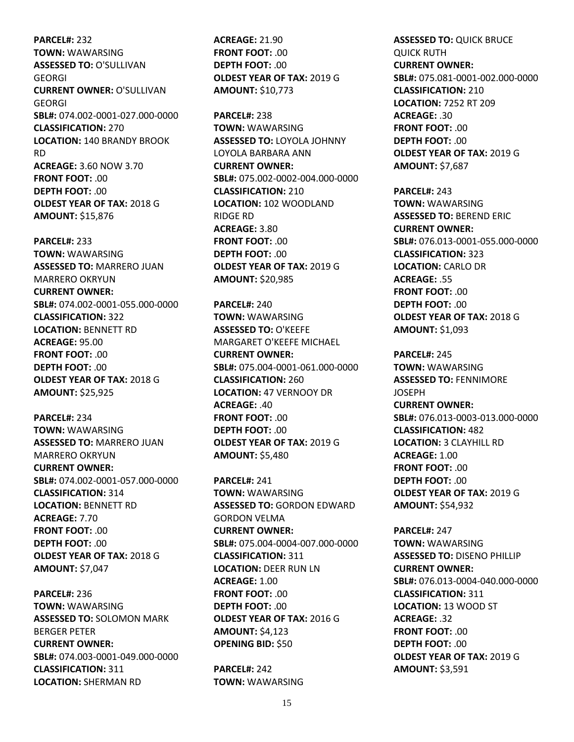**PARCEL#:** 232
**TOWN:** WAWARSING
**ASSESSED TO:** O'SULLIVAN GEORGI
**CURRENT OWNER:** O'SULLIVAN GEORGI
**SBL#:** 074.002-0001-027.000-0000
**CLASSIFICATION:** 270
**LOCATION:** 140 BRANDY BROOK RD
**ACREAGE:** 3.60 NOW 3.70
**FRONT FOOT:** .00
**DEPTH FOOT:** .00
**OLDEST YEAR OF TAX:** 2018 G
**AMOUNT:** $15,876

**PARCEL#:** 233
**TOWN:** WAWARSING
**ASSESSED TO:** MARRERO JUAN MARRERO OKRYUN
**CURRENT OWNER:**
**SBL#:** 074.002-0001-055.000-0000
**CLASSIFICATION:** 322
**LOCATION:** BENNETT RD
**ACREAGE:** 95.00
**FRONT FOOT:** .00
**DEPTH FOOT:** .00
**OLDEST YEAR OF TAX:** 2018 G
**AMOUNT:** $25,925

**PARCEL#:** 234
**TOWN:** WAWARSING
**ASSESSED TO:** MARRERO JUAN MARRERO OKRYUN
**CURRENT OWNER:**
**SBL#:** 074.002-0001-057.000-0000
**CLASSIFICATION:** 314
**LOCATION:** BENNETT RD
**ACREAGE:** 7.70
**FRONT FOOT:** .00
**DEPTH FOOT:** .00
**OLDEST YEAR OF TAX:** 2018 G
**AMOUNT:** $7,047

**PARCEL#:** 236
**TOWN:** WAWARSING
**ASSESSED TO:** SOLOMON MARK BERGER PETER
**CURRENT OWNER:**
**SBL#:** 074.003-0001-049.000-0000
**CLASSIFICATION:** 311
**LOCATION:** SHERMAN RD
**ACREAGE:** 21.90
**FRONT FOOT:** .00
**DEPTH FOOT:** .00
**OLDEST YEAR OF TAX:** 2019 G
**AMOUNT:** $10,773

**PARCEL#:** 238
**TOWN:** WAWARSING
**ASSESSED TO:** LOYOLA JOHNNY LOYOLA BARBARA ANN
**CURRENT OWNER:**
**SBL#:** 075.002-0002-004.000-0000
**CLASSIFICATION:** 210
**LOCATION:** 102 WOODLAND RIDGE RD
**ACREAGE:** 3.80
**FRONT FOOT:** .00
**DEPTH FOOT:** .00
**OLDEST YEAR OF TAX:** 2019 G
**AMOUNT:** $20,985

**PARCEL#:** 240
**TOWN:** WAWARSING
**ASSESSED TO:** O'KEEFE MARGARET O'KEEFE MICHAEL
**CURRENT OWNER:**
**SBL#:** 075.004-0001-061.000-0000
**CLASSIFICATION:** 260
**LOCATION:** 47 VERNOOY DR
**ACREAGE:** .40
**FRONT FOOT:** .00
**DEPTH FOOT:** .00
**OLDEST YEAR OF TAX:** 2019 G
**AMOUNT:** $5,480

**PARCEL#:** 241
**TOWN:** WAWARSING
**ASSESSED TO:** GORDON EDWARD GORDON VELMA
**CURRENT OWNER:**
**SBL#:** 075.004-0004-007.000-0000
**CLASSIFICATION:** 311
**LOCATION:** DEER RUN LN
**ACREAGE:** 1.00
**FRONT FOOT:** .00
**DEPTH FOOT:** .00
**OLDEST YEAR OF TAX:** 2016 G
**AMOUNT:** $4,123
**OPENING BID:** $50

**PARCEL#:** 242
**TOWN:** WAWARSING
**ASSESSED TO:** QUICK BRUCE QUICK RUTH
**CURRENT OWNER:**
**SBL#:** 075.081-0001-002.000-0000
**CLASSIFICATION:** 210
**LOCATION:** 7252 RT 209
**ACREAGE:** .30
**FRONT FOOT:** .00
**DEPTH FOOT:** .00
**OLDEST YEAR OF TAX:** 2019 G
**AMOUNT:** $7,687

**PARCEL#:** 243
**TOWN:** WAWARSING
**ASSESSED TO:** BEREND ERIC
**CURRENT OWNER:**
**SBL#:** 076.013-0001-055.000-0000
**CLASSIFICATION:** 323
**LOCATION:** CARLO DR
**ACREAGE:** .55
**FRONT FOOT:** .00
**DEPTH FOOT:** .00
**OLDEST YEAR OF TAX:** 2018 G
**AMOUNT:** $1,093

**PARCEL#:** 245
**TOWN:** WAWARSING
**ASSESSED TO:** FENNIMORE JOSEPH
**CURRENT OWNER:**
**SBL#:** 076.013-0003-013.000-0000
**CLASSIFICATION:** 482
**LOCATION:** 3 CLAYHILL RD
**ACREAGE:** 1.00
**FRONT FOOT:** .00
**DEPTH FOOT:** .00
**OLDEST YEAR OF TAX:** 2019 G
**AMOUNT:** $54,932

**PARCEL#:** 247
**TOWN:** WAWARSING
**ASSESSED TO:** DISENO PHILLIP
**CURRENT OWNER:**
**SBL#:** 076.013-0004-040.000-0000
**CLASSIFICATION:** 311
**LOCATION:** 13 WOOD ST
**ACREAGE:** .32
**FRONT FOOT:** .00
**DEPTH FOOT:** .00
**OLDEST YEAR OF TAX:** 2019 G
**AMOUNT:** $3,591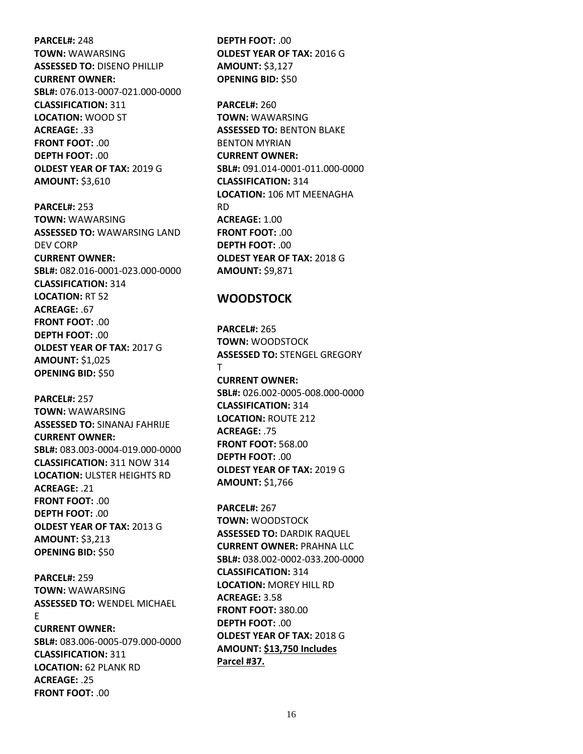**PARCEL#:** 248
**TOWN:** WAWARSING
**ASSESSED TO:** DISENO PHILLIP
**CURRENT OWNER:**
**SBL#:** 076.013-0007-021.000-0000
**CLASSIFICATION:** 311
**LOCATION:** WOOD ST
**ACREAGE:** .33
**FRONT FOOT:** .00
**DEPTH FOOT:** .00
**OLDEST YEAR OF TAX:** 2019 G
**AMOUNT:** $3,610

**PARCEL#:** 253
**TOWN:** WAWARSING
**ASSESSED TO:** WAWARSING LAND DEV CORP
**CURRENT OWNER:**
**SBL#:** 082.016-0001-023.000-0000
**CLASSIFICATION:** 314
**LOCATION:** RT 52
**ACREAGE:** .67
**FRONT FOOT:** .00
**DEPTH FOOT:** .00
**OLDEST YEAR OF TAX:** 2017 G
**AMOUNT:** $1,025
**OPENING BID:** $50

**PARCEL#:** 257
**TOWN:** WAWARSING
**ASSESSED TO:** SINANAJ FAHRIJE
**CURRENT OWNER:**
**SBL#:** 083.003-0004-019.000-0000
**CLASSIFICATION:** 311 NOW 314
**LOCATION:** ULSTER HEIGHTS RD
**ACREAGE:** .21
**FRONT FOOT:** .00
**DEPTH FOOT:** .00
**OLDEST YEAR OF TAX:** 2013 G
**AMOUNT:** $3,213
**OPENING BID:** $50

**PARCEL#:** 259
**TOWN:** WAWARSING
**ASSESSED TO:** WENDEL MICHAEL E
**CURRENT OWNER:**
**SBL#:** 083.006-0005-079.000-0000
**CLASSIFICATION:** 311
**LOCATION:** 62 PLANK RD
**ACREAGE:** .25
**FRONT FOOT:** .00
**DEPTH FOOT:** .00
**OLDEST YEAR OF TAX:** 2016 G
**AMOUNT:** $3,127
**OPENING BID:** $50

**PARCEL#:** 260
**TOWN:** WAWARSING
**ASSESSED TO:** BENTON BLAKE BENTON MYRIAN
**CURRENT OWNER:**
**SBL#:** 091.014-0001-011.000-0000
**CLASSIFICATION:** 314
**LOCATION:** 106 MT MEENAGHA RD
**ACREAGE:** 1.00
**FRONT FOOT:** .00
**DEPTH FOOT:** .00
**OLDEST YEAR OF TAX:** 2018 G
**AMOUNT:** $9,871

## WOODSTOCK

**PARCEL#:** 265
**TOWN:** WOODSTOCK
**ASSESSED TO:** STENGEL GREGORY T
**CURRENT OWNER:**
**SBL#:** 026.002-0005-008.000-0000
**CLASSIFICATION:** 314
**LOCATION:** ROUTE 212
**ACREAGE:** .75
**FRONT FOOT:** 568.00
**DEPTH FOOT:** .00
**OLDEST YEAR OF TAX:** 2019 G
**AMOUNT:** $1,766

**PARCEL#:** 267
**TOWN:** WOODSTOCK
**ASSESSED TO:** DARDIK RAQUEL
**CURRENT OWNER:** PRAHNA LLC
**SBL#:** 038.002-0002-033.200-0000
**CLASSIFICATION:** 314
**LOCATION:** MOREY HILL RD
**ACREAGE:** 3.58
**FRONT FOOT:** 380.00
**DEPTH FOOT:** .00
**OLDEST YEAR OF TAX:** 2018 G
**AMOUNT:** **$13,750 Includes Parcel #37.**